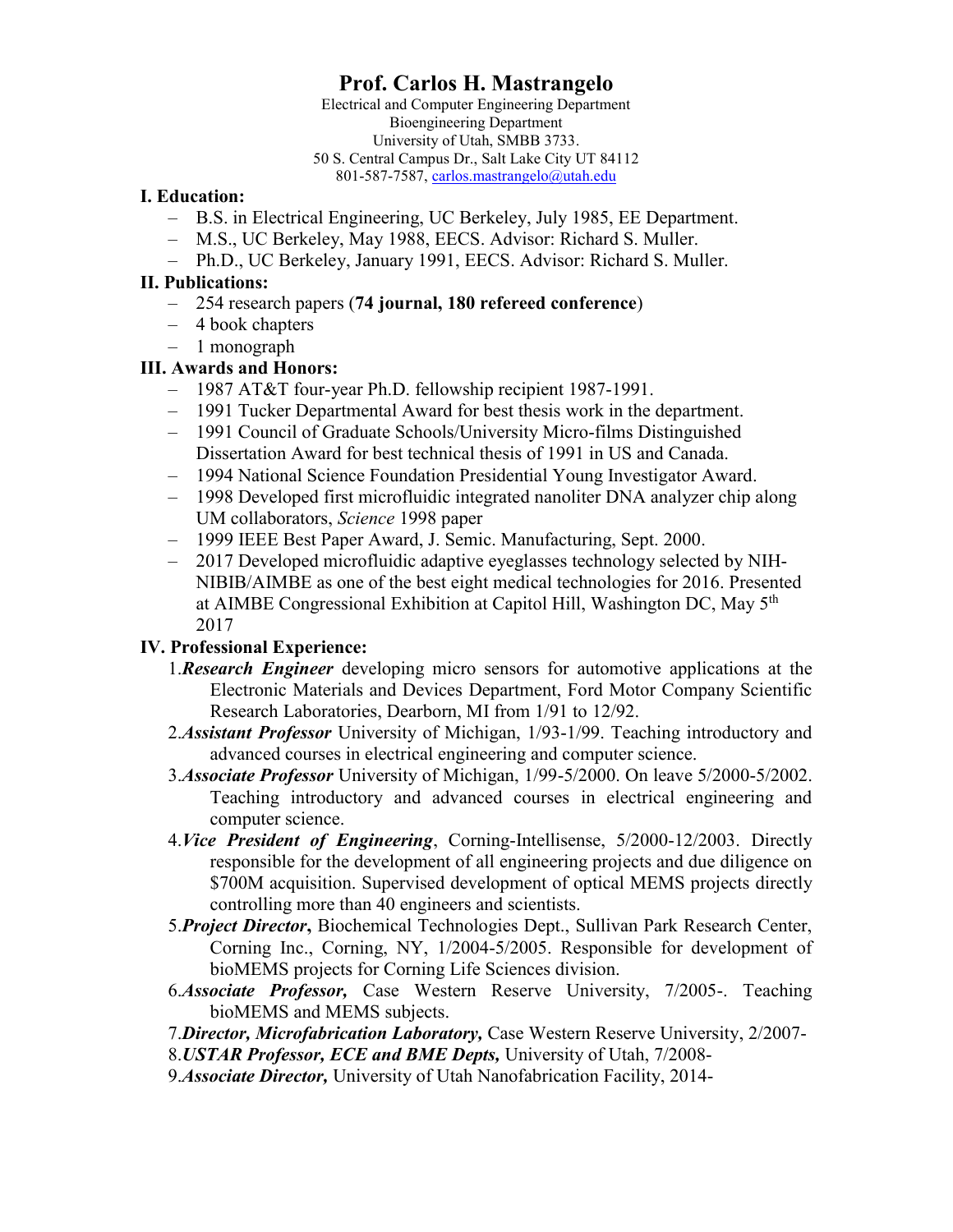# Prof. Carlos H. Mastrangelo

Electrical and Computer Engineering Department
Bioengineering Department
University of Utah, SMBB 3733.
50 S. Central Campus Dr., Salt Lake City UT 84112
801-587-7587, carlos.mastrangelo@utah.edu

## I. Education:

- B.S. in Electrical Engineering, UC Berkeley, July 1985, EE Department.
- M.S., UC Berkeley, May 1988, EECS. Advisor: Richard S. Muller.
- Ph.D., UC Berkeley, January 1991, EECS. Advisor: Richard S. Muller.

## II. Publications:

- 254 research papers (**74 journal, 180 refereed conference**)
- 4 book chapters
- 1 monograph

## III. Awards and Honors:

- 1987 AT&T four-year Ph.D. fellowship recipient 1987-1991.
- 1991 Tucker Departmental Award for best thesis work in the department.
- 1991 Council of Graduate Schools/University Micro-films Distinguished Dissertation Award for best technical thesis of 1991 in US and Canada.
- 1994 National Science Foundation Presidential Young Investigator Award.
- 1998 Developed first microfluidic integrated nanoliter DNA analyzer chip along UM collaborators, *Science* 1998 paper
- 1999 IEEE Best Paper Award, J. Semic. Manufacturing, Sept. 2000.
- 2017 Developed microfluidic adaptive eyeglasses technology selected by NIH-NIBIB/AIMBE as one of the best eight medical technologies for 2016. Presented at AIMBE Congressional Exhibition at Capitol Hill, Washington DC, May 5th 2017

## IV. Professional Experience:

1. ***Research Engineer*** developing micro sensors for automotive applications at the Electronic Materials and Devices Department, Ford Motor Company Scientific Research Laboratories, Dearborn, MI from 1/91 to 12/92.
2. ***Assistant Professor*** University of Michigan, 1/93-1/99. Teaching introductory and advanced courses in electrical engineering and computer science.
3. ***Associate Professor*** University of Michigan, 1/99-5/2000. On leave 5/2000-5/2002. Teaching introductory and advanced courses in electrical engineering and computer science.
4. ***Vice President of Engineering***, Corning-Intellisense, 5/2000-12/2003. Directly responsible for the development of all engineering projects and due diligence on \$700M acquisition. Supervised development of optical MEMS projects directly controlling more than 40 engineers and scientists.
5. ***Project Director*****,** Biochemical Technologies Dept., Sullivan Park Research Center, Corning Inc., Corning, NY, 1/2004-5/2005. Responsible for development of bioMEMS projects for Corning Life Sciences division.
6. ***Associate Professor,*** Case Western Reserve University, 7/2005-. Teaching bioMEMS and MEMS subjects.
7. ***Director, Microfabrication Laboratory,*** Case Western Reserve University, 2/2007-
8. ***USTAR Professor, ECE and BME Depts,*** University of Utah, 7/2008-
9. ***Associate Director,*** University of Utah Nanofabrication Facility, 2014-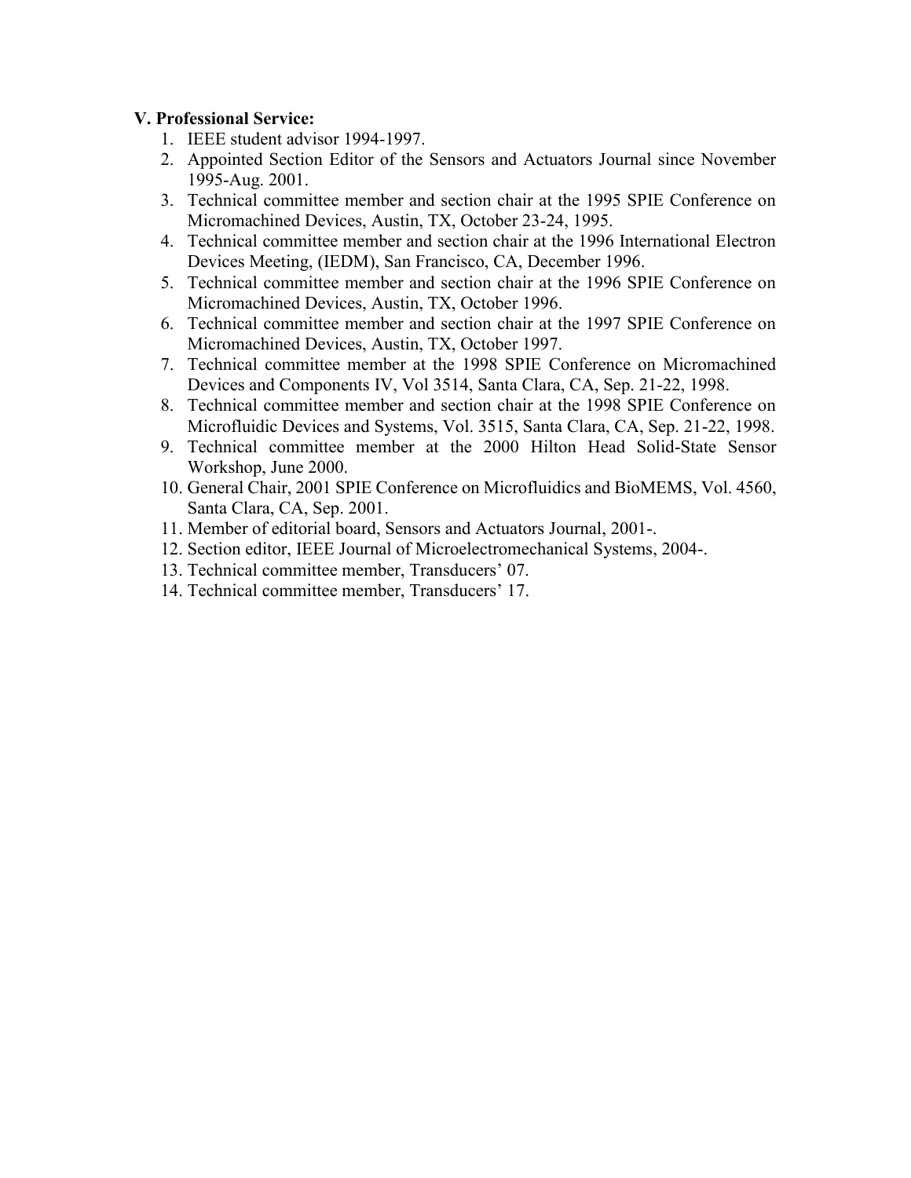**V. Professional Service:**

1. IEEE student advisor 1994-1997.
2. Appointed Section Editor of the Sensors and Actuators Journal since November 1995-Aug. 2001.
3. Technical committee member and section chair at the 1995 SPIE Conference on Micromachined Devices, Austin, TX, October 23-24, 1995.
4. Technical committee member and section chair at the 1996 International Electron Devices Meeting, (IEDM), San Francisco, CA, December 1996.
5. Technical committee member and section chair at the 1996 SPIE Conference on Micromachined Devices, Austin, TX, October 1996.
6. Technical committee member and section chair at the 1997 SPIE Conference on Micromachined Devices, Austin, TX, October 1997.
7. Technical committee member at the 1998 SPIE Conference on Micromachined Devices and Components IV, Vol 3514, Santa Clara, CA, Sep. 21-22, 1998.
8. Technical committee member and section chair at the 1998 SPIE Conference on Microfluidic Devices and Systems, Vol. 3515, Santa Clara, CA, Sep. 21-22, 1998.
9. Technical committee member at the 2000 Hilton Head Solid-State Sensor Workshop, June 2000.
10. General Chair, 2001 SPIE Conference on Microfluidics and BioMEMS, Vol. 4560, Santa Clara, CA, Sep. 2001.
11. Member of editorial board, Sensors and Actuators Journal, 2001-.
12. Section editor, IEEE Journal of Microelectromechanical Systems, 2004-.
13. Technical committee member, Transducers' 07.
14. Technical committee member, Transducers' 17.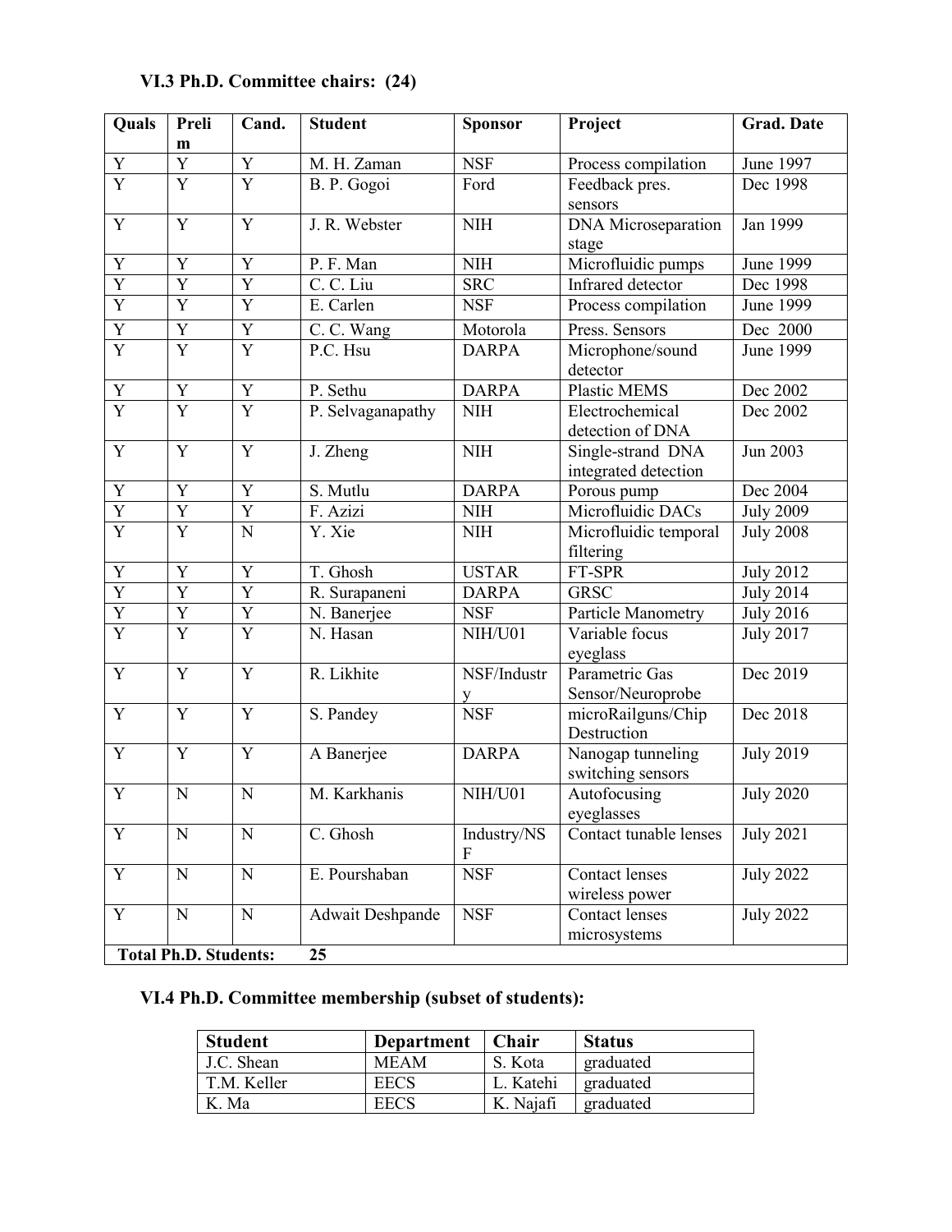### VI.3 Ph.D. Committee chairs: (24)

| Quals | Prelim | Cand. | Student | Sponsor | Project | Grad. Date |
|---|---|---|---|---|---|---|
| Y | Y | Y | M. H. Zaman | NSF | Process compilation | June 1997 |
| Y | Y | Y | B. P. Gogoi | Ford | Feedback pres. sensors | Dec 1998 |
| Y | Y | Y | J. R. Webster | NIH | DNA Microseparation stage | Jan 1999 |
| Y | Y | Y | P. F. Man | NIH | Microfluidic pumps | June 1999 |
| Y | Y | Y | C. C. Liu | SRC | Infrared detector | Dec 1998 |
| Y | Y | Y | E. Carlen | NSF | Process compilation | June 1999 |
| Y | Y | Y | C. C. Wang | Motorola | Press. Sensors | Dec 2000 |
| Y | Y | Y | P.C. Hsu | DARPA | Microphone/sound detector | June 1999 |
| Y | Y | Y | P. Sethu | DARPA | Plastic MEMS | Dec 2002 |
| Y | Y | Y | P. Selvaganapathy | NIH | Electrochemical detection of DNA | Dec 2002 |
| Y | Y | Y | J. Zheng | NIH | Single-strand DNA integrated detection | Jun 2003 |
| Y | Y | Y | S. Mutlu | DARPA | Porous pump | Dec 2004 |
| Y | Y | Y | F. Azizi | NIH | Microfluidic DACs | July 2009 |
| Y | Y | N | Y. Xie | NIH | Microfluidic temporal filtering | July 2008 |
| Y | Y | Y | T. Ghosh | USTAR | FT-SPR | July 2012 |
| Y | Y | Y | R. Surapaneni | DARPA | GRSC | July 2014 |
| Y | Y | Y | N. Banerjee | NSF | Particle Manometry | July 2016 |
| Y | Y | Y | N. Hasan | NIH/U01 | Variable focus eyeglass | July 2017 |
| Y | Y | Y | R. Likhite | NSF/Industry | Parametric Gas Sensor/Neuroprobe | Dec 2019 |
| Y | Y | Y | S. Pandey | NSF | microRailguns/Chip Destruction | Dec 2018 |
| Y | Y | Y | A Banerjee | DARPA | Nanogap tunneling switching sensors | July 2019 |
| Y | N | N | M. Karkhanis | NIH/U01 | Autofocusing eyeglasses | July 2020 |
| Y | N | N | C. Ghosh | Industry/NSF | Contact tunable lenses | July 2021 |
| Y | N | N | E. Pourshaban | NSF | Contact lenses wireless power | July 2022 |
| Y | N | N | Adwait Deshpande | NSF | Contact lenses microsystems | July 2022 |
| **Total Ph.D. Students:** | | | **25** | | | |

### VI.4 Ph.D. Committee membership (subset of students):

| Student | Department | Chair | Status |
|---|---|---|---|
| J.C. Shean | MEAM | S. Kota | graduated |
| T.M. Keller | EECS | L. Katehi | graduated |
| K. Ma | EECS | K. Najafi | graduated |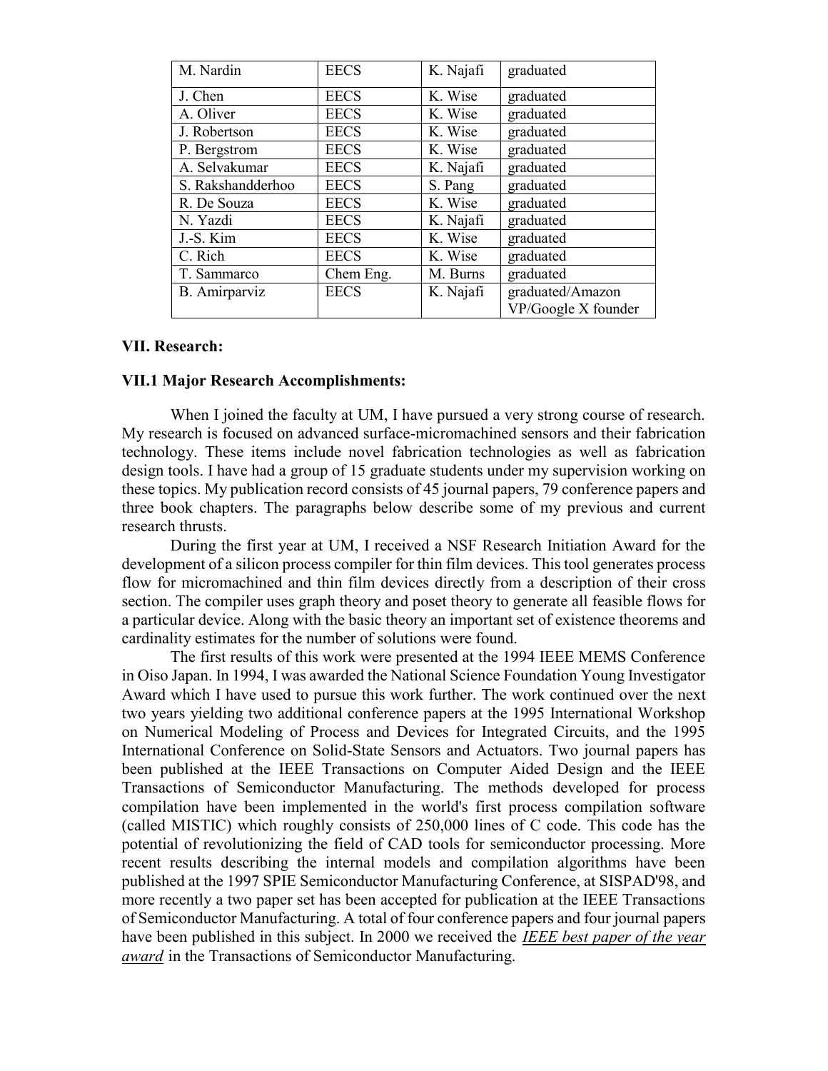| M. Nardin | EECS | K. Najafi | graduated |
|---|---|---|---|
| J. Chen | EECS | K. Wise | graduated |
| A. Oliver | EECS | K. Wise | graduated |
| J. Robertson | EECS | K. Wise | graduated |
| P. Bergstrom | EECS | K. Wise | graduated |
| A. Selvakumar | EECS | K. Najafi | graduated |
| S. Rakshandderhoo | EECS | S. Pang | graduated |
| R. De Souza | EECS | K. Wise | graduated |
| N. Yazdi | EECS | K. Najafi | graduated |
| J.-S. Kim | EECS | K. Wise | graduated |
| C. Rich | EECS | K. Wise | graduated |
| T. Sammarco | Chem Eng. | M. Burns | graduated |
| B. Amirparviz | EECS | K. Najafi | graduated/Amazon VP/Google X founder |

## VII. Research:

### VII.1 Major Research Accomplishments:

When I joined the faculty at UM, I have pursued a very strong course of research. My research is focused on advanced surface-micromachined sensors and their fabrication technology. These items include novel fabrication technologies as well as fabrication design tools. I have had a group of 15 graduate students under my supervision working on these topics. My publication record consists of 45 journal papers, 79 conference papers and three book chapters. The paragraphs below describe some of my previous and current research thrusts.

During the first year at UM, I received a NSF Research Initiation Award for the development of a silicon process compiler for thin film devices. This tool generates process flow for micromachined and thin film devices directly from a description of their cross section. The compiler uses graph theory and poset theory to generate all feasible flows for a particular device. Along with the basic theory an important set of existence theorems and cardinality estimates for the number of solutions were found.

The first results of this work were presented at the 1994 IEEE MEMS Conference in Oiso Japan. In 1994, I was awarded the National Science Foundation Young Investigator Award which I have used to pursue this work further. The work continued over the next two years yielding two additional conference papers at the 1995 International Workshop on Numerical Modeling of Process and Devices for Integrated Circuits, and the 1995 International Conference on Solid-State Sensors and Actuators. Two journal papers has been published at the IEEE Transactions on Computer Aided Design and the IEEE Transactions of Semiconductor Manufacturing. The methods developed for process compilation have been implemented in the world's first process compilation software (called MISTIC) which roughly consists of 250,000 lines of C code. This code has the potential of revolutionizing the field of CAD tools for semiconductor processing. More recent results describing the internal models and compilation algorithms have been published at the 1997 SPIE Semiconductor Manufacturing Conference, at SISPAD'98, and more recently a two paper set has been accepted for publication at the IEEE Transactions of Semiconductor Manufacturing. A total of four conference papers and four journal papers have been published in this subject. In 2000 we received the ***IEEE best paper of the year award*** in the Transactions of Semiconductor Manufacturing.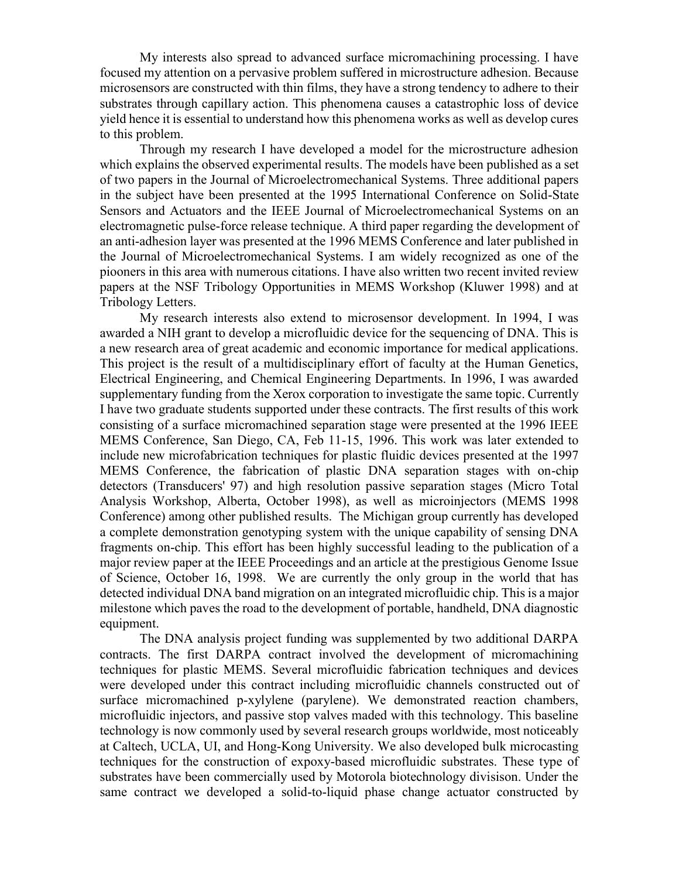My interests also spread to advanced surface micromachining processing. I have focused my attention on a pervasive problem suffered in microstructure adhesion. Because microsensors are constructed with thin films, they have a strong tendency to adhere to their substrates through capillary action. This phenomena causes a catastrophic loss of device yield hence it is essential to understand how this phenomena works as well as develop cures to this problem.

Through my research I have developed a model for the microstructure adhesion which explains the observed experimental results. The models have been published as a set of two papers in the Journal of Microelectromechanical Systems. Three additional papers in the subject have been presented at the 1995 International Conference on Solid-State Sensors and Actuators and the IEEE Journal of Microelectromechanical Systems on an electromagnetic pulse-force release technique. A third paper regarding the development of an anti-adhesion layer was presented at the 1996 MEMS Conference and later published in the Journal of Microelectromechanical Systems. I am widely recognized as one of the piooners in this area with numerous citations. I have also written two recent invited review papers at the NSF Tribology Opportunities in MEMS Workshop (Kluwer 1998) and at Tribology Letters.

My research interests also extend to microsensor development. In 1994, I was awarded a NIH grant to develop a microfluidic device for the sequencing of DNA. This is a new research area of great academic and economic importance for medical applications. This project is the result of a multidisciplinary effort of faculty at the Human Genetics, Electrical Engineering, and Chemical Engineering Departments. In 1996, I was awarded supplementary funding from the Xerox corporation to investigate the same topic. Currently I have two graduate students supported under these contracts. The first results of this work consisting of a surface micromachined separation stage were presented at the 1996 IEEE MEMS Conference, San Diego, CA, Feb 11-15, 1996. This work was later extended to include new microfabrication techniques for plastic fluidic devices presented at the 1997 MEMS Conference, the fabrication of plastic DNA separation stages with on-chip detectors (Transducers' 97) and high resolution passive separation stages (Micro Total Analysis Workshop, Alberta, October 1998), as well as microinjectors (MEMS 1998 Conference) among other published results. The Michigan group currently has developed a complete demonstration genotyping system with the unique capability of sensing DNA fragments on-chip. This effort has been highly successful leading to the publication of a major review paper at the IEEE Proceedings and an article at the prestigious Genome Issue of Science, October 16, 1998. We are currently the only group in the world that has detected individual DNA band migration on an integrated microfluidic chip. This is a major milestone which paves the road to the development of portable, handheld, DNA diagnostic equipment.

The DNA analysis project funding was supplemented by two additional DARPA contracts. The first DARPA contract involved the development of micromachining techniques for plastic MEMS. Several microfluidic fabrication techniques and devices were developed under this contract including microfluidic channels constructed out of surface micromachined p-xylylene (parylene). We demonstrated reaction chambers, microfluidic injectors, and passive stop valves maded with this technology. This baseline technology is now commonly used by several research groups worldwide, most noticeably at Caltech, UCLA, UI, and Hong-Kong University. We also developed bulk microcasting techniques for the construction of expoxy-based microfluidic substrates. These type of substrates have been commercially used by Motorola biotechnology divisison. Under the same contract we developed a solid-to-liquid phase change actuator constructed by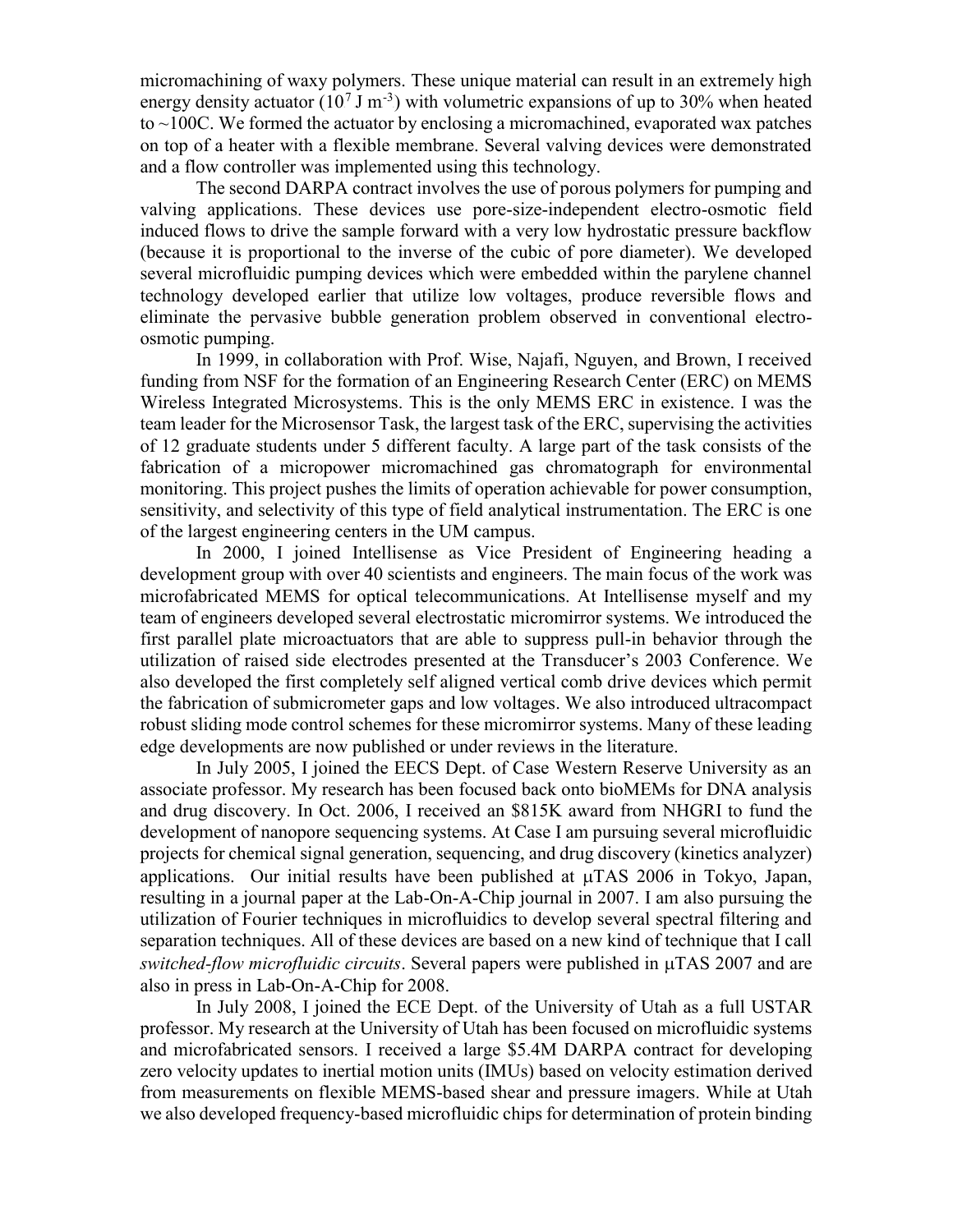micromachining of waxy polymers. These unique material can result in an extremely high energy density actuator ($10^7$ J m$^{-3}$) with volumetric expansions of up to 30% when heated to ~100C. We formed the actuator by enclosing a micromachined, evaporated wax patches on top of a heater with a flexible membrane. Several valving devices were demonstrated and a flow controller was implemented using this technology.

The second DARPA contract involves the use of porous polymers for pumping and valving applications. These devices use pore-size-independent electro-osmotic field induced flows to drive the sample forward with a very low hydrostatic pressure backflow (because it is proportional to the inverse of the cubic of pore diameter). We developed several microfluidic pumping devices which were embedded within the parylene channel technology developed earlier that utilize low voltages, produce reversible flows and eliminate the pervasive bubble generation problem observed in conventional electro-osmotic pumping.

In 1999, in collaboration with Prof. Wise, Najafi, Nguyen, and Brown, I received funding from NSF for the formation of an Engineering Research Center (ERC) on MEMS Wireless Integrated Microsystems. This is the only MEMS ERC in existence. I was the team leader for the Microsensor Task, the largest task of the ERC, supervising the activities of 12 graduate students under 5 different faculty. A large part of the task consists of the fabrication of a micropower micromachined gas chromatograph for environmental monitoring. This project pushes the limits of operation achievable for power consumption, sensitivity, and selectivity of this type of field analytical instrumentation. The ERC is one of the largest engineering centers in the UM campus.

In 2000, I joined Intellisense as Vice President of Engineering heading a development group with over 40 scientists and engineers. The main focus of the work was microfabricated MEMS for optical telecommunications. At Intellisense myself and my team of engineers developed several electrostatic micromirror systems. We introduced the first parallel plate microactuators that are able to suppress pull-in behavior through the utilization of raised side electrodes presented at the Transducer's 2003 Conference. We also developed the first completely self aligned vertical comb drive devices which permit the fabrication of submicrometer gaps and low voltages. We also introduced ultracompact robust sliding mode control schemes for these micromirror systems. Many of these leading edge developments are now published or under reviews in the literature.

In July 2005, I joined the EECS Dept. of Case Western Reserve University as an associate professor. My research has been focused back onto bioMEMs for DNA analysis and drug discovery. In Oct. 2006, I received an $815K award from NHGRI to fund the development of nanopore sequencing systems. At Case I am pursuing several microfluidic projects for chemical signal generation, sequencing, and drug discovery (kinetics analyzer) applications. Our initial results have been published at μTAS 2006 in Tokyo, Japan, resulting in a journal paper at the Lab-On-A-Chip journal in 2007. I am also pursuing the utilization of Fourier techniques in microfluidics to develop several spectral filtering and separation techniques. All of these devices are based on a new kind of technique that I call *switched-flow microfluidic circuits*. Several papers were published in μTAS 2007 and are also in press in Lab-On-A-Chip for 2008.

In July 2008, I joined the ECE Dept. of the University of Utah as a full USTAR professor. My research at the University of Utah has been focused on microfluidic systems and microfabricated sensors. I received a large $5.4M DARPA contract for developing zero velocity updates to inertial motion units (IMUs) based on velocity estimation derived from measurements on flexible MEMS-based shear and pressure imagers. While at Utah we also developed frequency-based microfluidic chips for determination of protein binding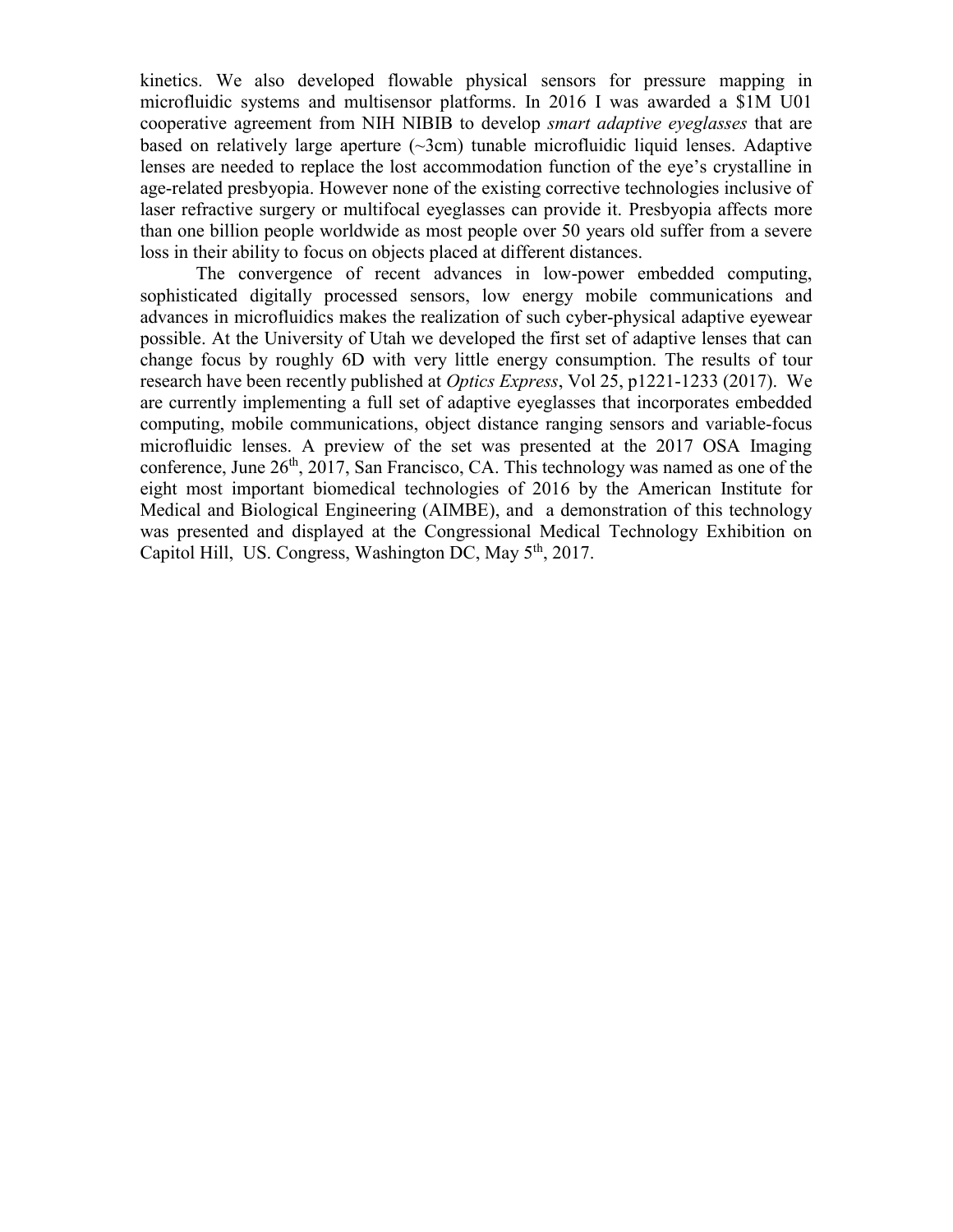kinetics. We also developed flowable physical sensors for pressure mapping in microfluidic systems and multisensor platforms. In 2016 I was awarded a $1M U01 cooperative agreement from NIH NIBIB to develop *smart adaptive eyeglasses* that are based on relatively large aperture (~3cm) tunable microfluidic liquid lenses. Adaptive lenses are needed to replace the lost accommodation function of the eye's crystalline in age-related presbyopia. However none of the existing corrective technologies inclusive of laser refractive surgery or multifocal eyeglasses can provide it. Presbyopia affects more than one billion people worldwide as most people over 50 years old suffer from a severe loss in their ability to focus on objects placed at different distances.

The convergence of recent advances in low-power embedded computing, sophisticated digitally processed sensors, low energy mobile communications and advances in microfluidics makes the realization of such cyber-physical adaptive eyewear possible. At the University of Utah we developed the first set of adaptive lenses that can change focus by roughly 6D with very little energy consumption. The results of tour research have been recently published at *Optics Express*, Vol 25, p1221-1233 (2017). We are currently implementing a full set of adaptive eyeglasses that incorporates embedded computing, mobile communications, object distance ranging sensors and variable-focus microfluidic lenses. A preview of the set was presented at the 2017 OSA Imaging conference, June 26th, 2017, San Francisco, CA. This technology was named as one of the eight most important biomedical technologies of 2016 by the American Institute for Medical and Biological Engineering (AIMBE), and a demonstration of this technology was presented and displayed at the Congressional Medical Technology Exhibition on Capitol Hill, US. Congress, Washington DC, May 5th, 2017.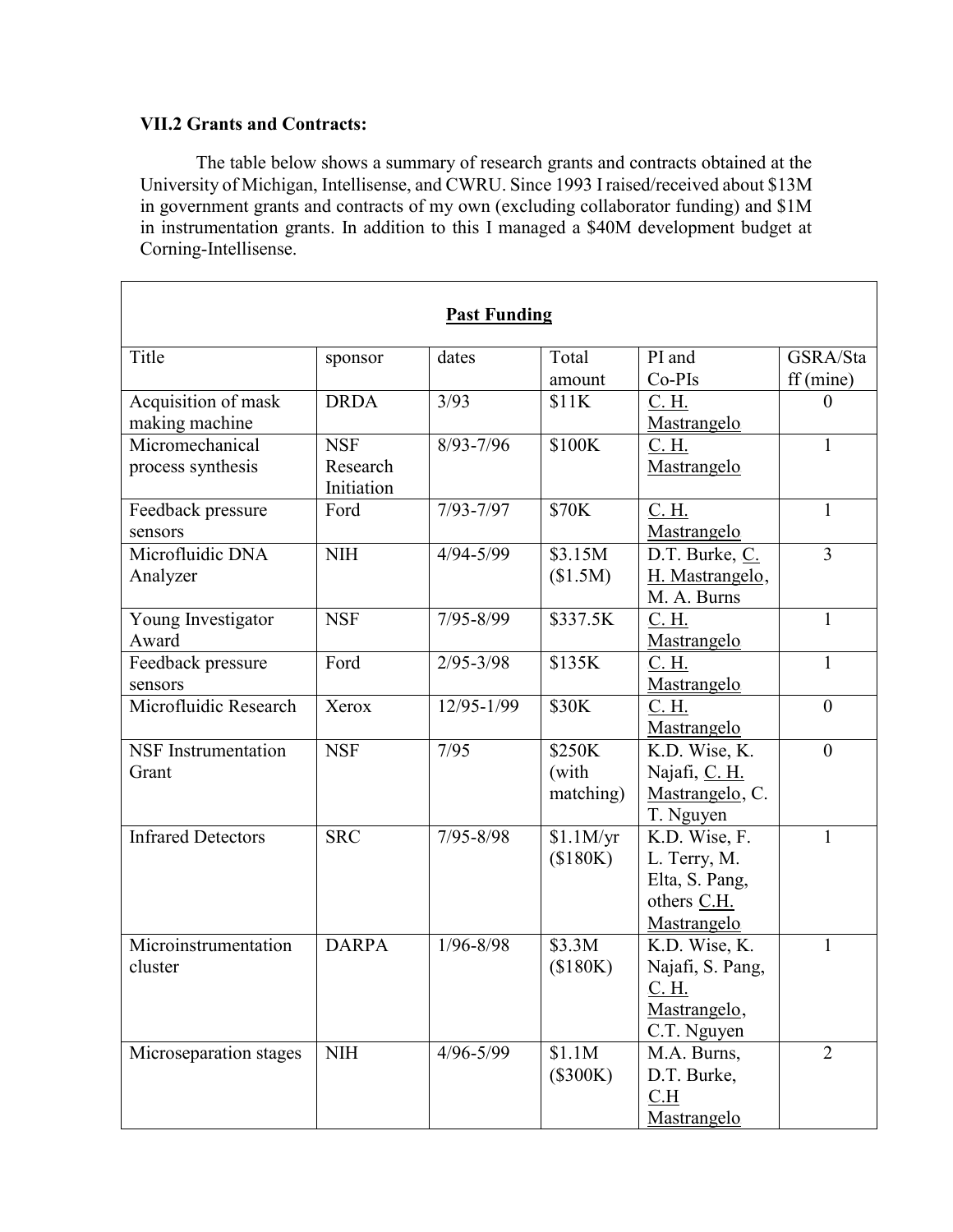**VII.2 Grants and Contracts:**

The table below shows a summary of research grants and contracts obtained at the University of Michigan, Intellisense, and CWRU. Since 1993 I raised/received about $13M in government grants and contracts of my own (excluding collaborator funding) and $1M in instrumentation grants. In addition to this I managed a $40M development budget at Corning-Intellisense.

| **Past Funding** | | | | | |
|---|---|---|---|---|---|
| Title | sponsor | dates | Total amount | PI and Co-PIs | GSRA/Staff (mine) |
| Acquisition of mask making machine | DRDA | 3/93 | $11K | C. H. Mastrangelo | 0 |
| Micromechanical process synthesis | NSF Research Initiation | 8/93-7/96 | $100K | C. H. Mastrangelo | 1 |
| Feedback pressure sensors | Ford | 7/93-7/97 | $70K | C. H. Mastrangelo | 1 |
| Microfluidic DNA Analyzer | NIH | 4/94-5/99 | $3.15M ($1.5M) | D.T. Burke, C. H. Mastrangelo, M. A. Burns | 3 |
| Young Investigator Award | NSF | 7/95-8/99 | $337.5K | C. H. Mastrangelo | 1 |
| Feedback pressure sensors | Ford | 2/95-3/98 | $135K | C. H. Mastrangelo | 1 |
| Microfluidic Research | Xerox | 12/95-1/99 | $30K | C. H. Mastrangelo | 0 |
| NSF Instrumentation Grant | NSF | 7/95 | $250K (with matching) | K.D. Wise, K. Najafi, C. H. Mastrangelo, C. T. Nguyen | 0 |
| Infrared Detectors | SRC | 7/95-8/98 | $1.1M/yr ($180K) | K.D. Wise, F. L. Terry, M. Elta, S. Pang, others C.H. Mastrangelo | 1 |
| Microinstrumentation cluster | DARPA | 1/96-8/98 | $3.3M ($180K) | K.D. Wise, K. Najafi, S. Pang, C. H. Mastrangelo, C.T. Nguyen | 1 |
| Microseparation stages | NIH | 4/96-5/99 | $1.1M ($300K) | M.A. Burns, D.T. Burke, C.H Mastrangelo | 2 |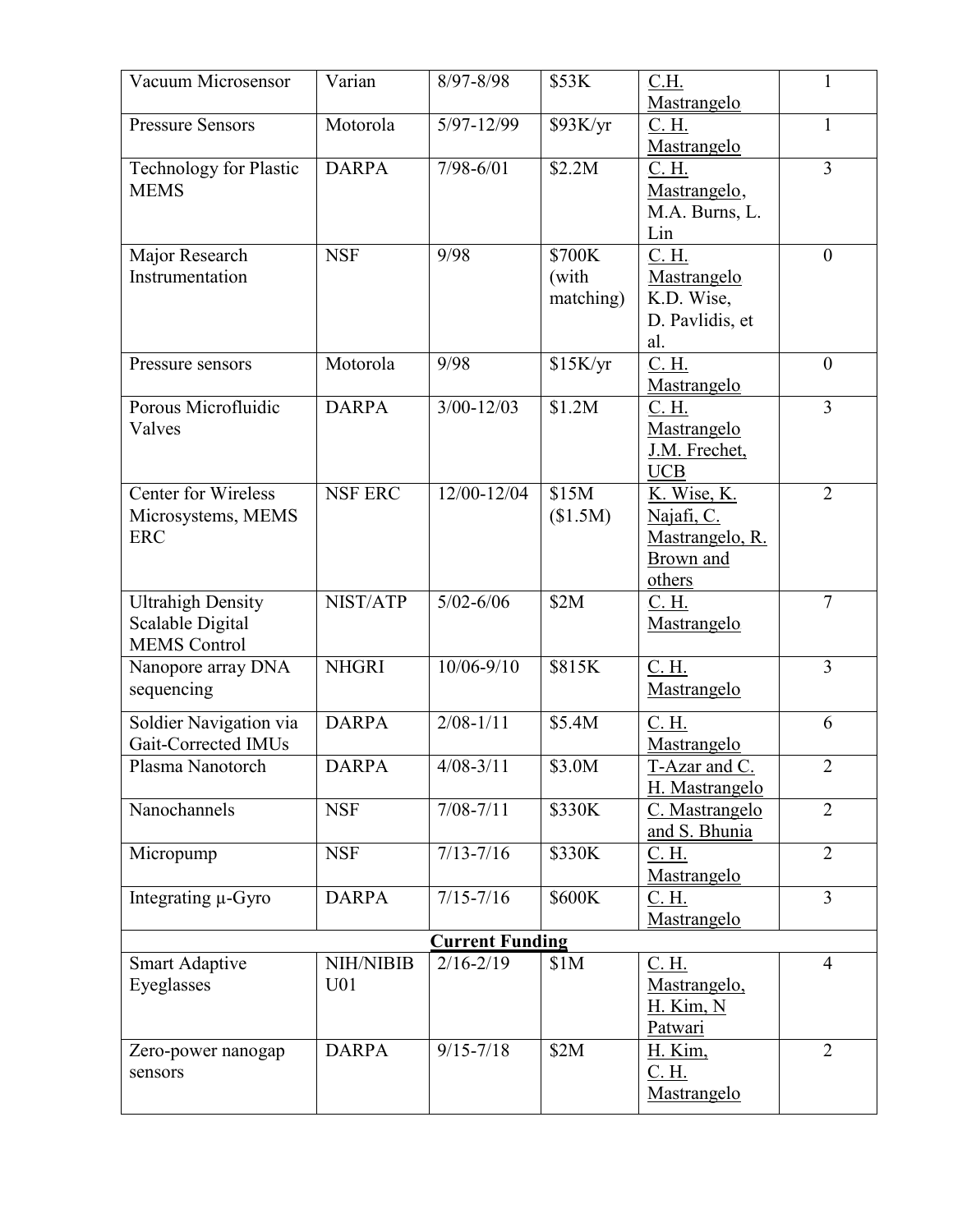| | | | | | |
|---|---|---|---|---|---|
| Vacuum Microsensor | Varian | 8/97-8/98 | $53K | C.H. Mastrangelo | 1 |
| Pressure Sensors | Motorola | 5/97-12/99 | $93K/yr | C. H. Mastrangelo | 1 |
| Technology for Plastic MEMS | DARPA | 7/98-6/01 | $2.2M | C. H. Mastrangelo, M.A. Burns, L. Lin | 3 |
| Major Research Instrumentation | NSF | 9/98 | $700K (with matching) | C. H. Mastrangelo K.D. Wise, D. Pavlidis, et al. | 0 |
| Pressure sensors | Motorola | 9/98 | $15K/yr | C. H. Mastrangelo | 0 |
| Porous Microfluidic Valves | DARPA | 3/00-12/03 | $1.2M | C. H. Mastrangelo J.M. Frechet, UCB | 3 |
| Center for Wireless Microsystems, MEMS ERC | NSF ERC | 12/00-12/04 | $15M ($1.5M) | K. Wise, K. Najafi, C. Mastrangelo, R. Brown and others | 2 |
| Ultrahigh Density Scalable Digital MEMS Control | NIST/ATP | 5/02-6/06 | $2M | C. H. Mastrangelo | 7 |
| Nanopore array DNA sequencing | NHGRI | 10/06-9/10 | $815K | C. H. Mastrangelo | 3 |
| Soldier Navigation via Gait-Corrected IMUs | DARPA | 2/08-1/11 | $5.4M | C. H. Mastrangelo | 6 |
| Plasma Nanotorch | DARPA | 4/08-3/11 | $3.0M | T-Azar and C. H. Mastrangelo | 2 |
| Nanochannels | NSF | 7/08-7/11 | $330K | C. Mastrangelo and S. Bhunia | 2 |
| Micropump | NSF | 7/13-7/16 | $330K | C. H. Mastrangelo | 2 |
| Integrating µ-Gyro | DARPA | 7/15-7/16 | $600K | C. H. Mastrangelo | 3 |
| **Current Funding** | | | | | |
| Smart Adaptive Eyeglasses | NIH/NIBIB U01 | 2/16-2/19 | $1M | C. H. Mastrangelo, H. Kim, N Patwari | 4 |
| Zero-power nanogap sensors | DARPA | 9/15-7/18 | $2M | H. Kim, C. H. Mastrangelo | 2 |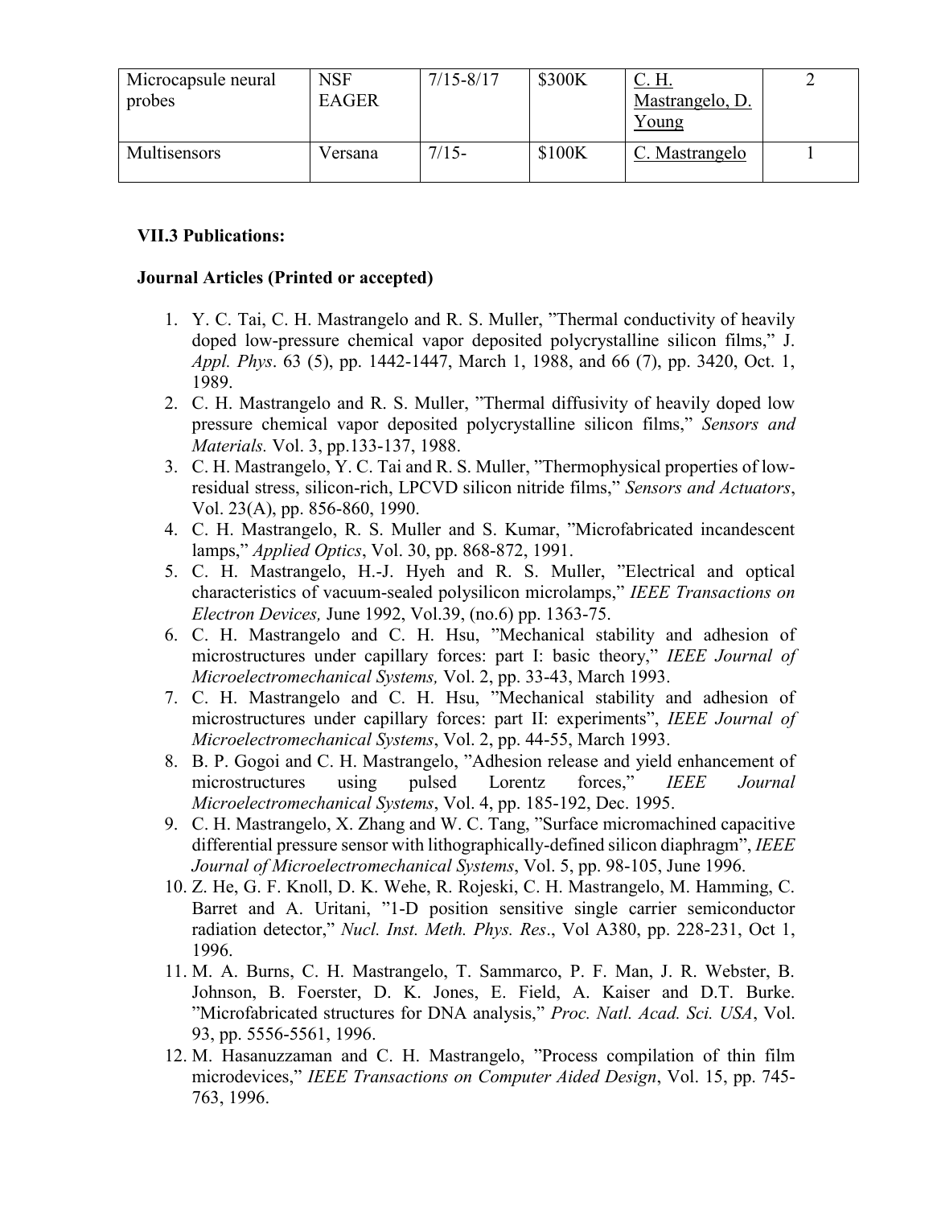| Microcapsule neural probes | NSF EAGER | 7/15-8/17 | \$300K | C. H. Mastrangelo, D. Young | 2 |
|---|---|---|---|---|---|
| Multisensors | Versana | 7/15- | \$100K | C. Mastrangelo | 1 |

### VII.3 Publications:

#### Journal Articles (Printed or accepted)

1. Y. C. Tai, C. H. Mastrangelo and R. S. Muller, "Thermal conductivity of heavily doped low-pressure chemical vapor deposited polycrystalline silicon films," J. *Appl. Phys*. 63 (5), pp. 1442-1447, March 1, 1988, and 66 (7), pp. 3420, Oct. 1, 1989.
2. C. H. Mastrangelo and R. S. Muller, "Thermal diffusivity of heavily doped low pressure chemical vapor deposited polycrystalline silicon films," *Sensors and Materials.* Vol. 3, pp.133-137, 1988.
3. C. H. Mastrangelo, Y. C. Tai and R. S. Muller, "Thermophysical properties of low-residual stress, silicon-rich, LPCVD silicon nitride films," *Sensors and Actuators*, Vol. 23(A), pp. 856-860, 1990.
4. C. H. Mastrangelo, R. S. Muller and S. Kumar, "Microfabricated incandescent lamps," *Applied Optics*, Vol. 30, pp. 868-872, 1991.
5. C. H. Mastrangelo, H.-J. Hyeh and R. S. Muller, "Electrical and optical characteristics of vacuum-sealed polysilicon microlamps," *IEEE Transactions on Electron Devices,* June 1992, Vol.39, (no.6) pp. 1363-75.
6. C. H. Mastrangelo and C. H. Hsu, "Mechanical stability and adhesion of microstructures under capillary forces: part I: basic theory," *IEEE Journal of Microelectromechanical Systems,* Vol. 2, pp. 33-43, March 1993.
7. C. H. Mastrangelo and C. H. Hsu, "Mechanical stability and adhesion of microstructures under capillary forces: part II: experiments", *IEEE Journal of Microelectromechanical Systems*, Vol. 2, pp. 44-55, March 1993.
8. B. P. Gogoi and C. H. Mastrangelo, "Adhesion release and yield enhancement of microstructures using pulsed Lorentz forces," *IEEE Journal Microelectromechanical Systems*, Vol. 4, pp. 185-192, Dec. 1995.
9. C. H. Mastrangelo, X. Zhang and W. C. Tang, "Surface micromachined capacitive differential pressure sensor with lithographically-defined silicon diaphragm", *IEEE Journal of Microelectromechanical Systems*, Vol. 5, pp. 98-105, June 1996.
10. Z. He, G. F. Knoll, D. K. Wehe, R. Rojeski, C. H. Mastrangelo, M. Hamming, C. Barret and A. Uritani, "1-D position sensitive single carrier semiconductor radiation detector," *Nucl. Inst. Meth. Phys. Res*., Vol A380, pp. 228-231, Oct 1, 1996.
11. M. A. Burns, C. H. Mastrangelo, T. Sammarco, P. F. Man, J. R. Webster, B. Johnson, B. Foerster, D. K. Jones, E. Field, A. Kaiser and D.T. Burke. "Microfabricated structures for DNA analysis," *Proc. Natl. Acad. Sci. USA*, Vol. 93, pp. 5556-5561, 1996.
12. M. Hasanuzzaman and C. H. Mastrangelo, "Process compilation of thin film microdevices," *IEEE Transactions on Computer Aided Design*, Vol. 15, pp. 745-763, 1996.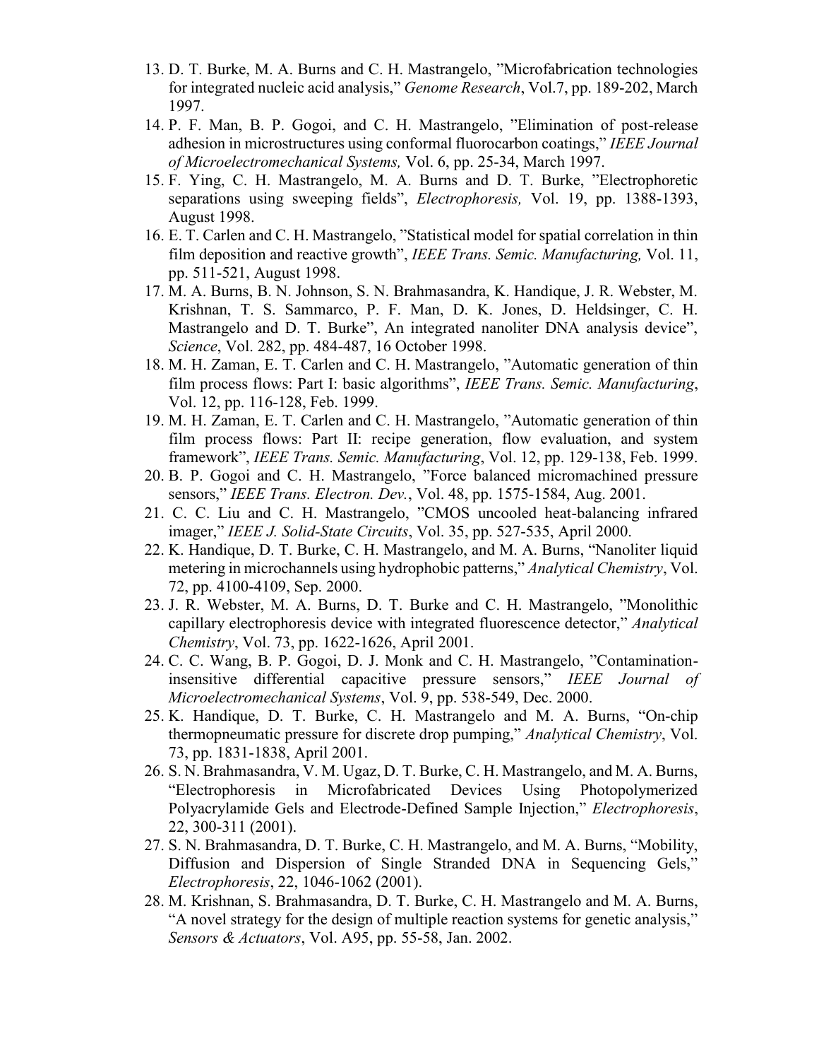13. D. T. Burke, M. A. Burns and C. H. Mastrangelo, "Microfabrication technologies for integrated nucleic acid analysis," *Genome Research*, Vol.7, pp. 189-202, March 1997.
14. P. F. Man, B. P. Gogoi, and C. H. Mastrangelo, "Elimination of post-release adhesion in microstructures using conformal fluorocarbon coatings," *IEEE Journal of Microelectromechanical Systems,* Vol. 6, pp. 25-34, March 1997.
15. F. Ying, C. H. Mastrangelo, M. A. Burns and D. T. Burke, "Electrophoretic separations using sweeping fields", *Electrophoresis,* Vol. 19, pp. 1388-1393, August 1998.
16. E. T. Carlen and C. H. Mastrangelo, "Statistical model for spatial correlation in thin film deposition and reactive growth", *IEEE Trans. Semic. Manufacturing,* Vol. 11, pp. 511-521, August 1998.
17. M. A. Burns, B. N. Johnson, S. N. Brahmasandra, K. Handique, J. R. Webster, M. Krishnan, T. S. Sammarco, P. F. Man, D. K. Jones, D. Heldsinger, C. H. Mastrangelo and D. T. Burke", An integrated nanoliter DNA analysis device", *Science*, Vol. 282, pp. 484-487, 16 October 1998.
18. M. H. Zaman, E. T. Carlen and C. H. Mastrangelo, "Automatic generation of thin film process flows: Part I: basic algorithms", *IEEE Trans. Semic. Manufacturing*, Vol. 12, pp. 116-128, Feb. 1999.
19. M. H. Zaman, E. T. Carlen and C. H. Mastrangelo, "Automatic generation of thin film process flows: Part II: recipe generation, flow evaluation, and system framework", *IEEE Trans. Semic. Manufacturing*, Vol. 12, pp. 129-138, Feb. 1999.
20. B. P. Gogoi and C. H. Mastrangelo, "Force balanced micromachined pressure sensors," *IEEE Trans. Electron. Dev.*, Vol. 48, pp. 1575-1584, Aug. 2001.
21. C. C. Liu and C. H. Mastrangelo, "CMOS uncooled heat-balancing infrared imager," *IEEE J. Solid-State Circuits*, Vol. 35, pp. 527-535, April 2000.
22. K. Handique, D. T. Burke, C. H. Mastrangelo, and M. A. Burns, "Nanoliter liquid metering in microchannels using hydrophobic patterns," *Analytical Chemistry*, Vol. 72, pp. 4100-4109, Sep. 2000.
23. J. R. Webster, M. A. Burns, D. T. Burke and C. H. Mastrangelo, "Monolithic capillary electrophoresis device with integrated fluorescence detector," *Analytical Chemistry*, Vol. 73, pp. 1622-1626, April 2001.
24. C. C. Wang, B. P. Gogoi, D. J. Monk and C. H. Mastrangelo, "Contamination-insensitive differential capacitive pressure sensors," *IEEE Journal of Microelectromechanical Systems*, Vol. 9, pp. 538-549, Dec. 2000.
25. K. Handique, D. T. Burke, C. H. Mastrangelo and M. A. Burns, "On-chip thermopneumatic pressure for discrete drop pumping," *Analytical Chemistry*, Vol. 73, pp. 1831-1838, April 2001.
26. S. N. Brahmasandra, V. M. Ugaz, D. T. Burke, C. H. Mastrangelo, and M. A. Burns, "Electrophoresis in Microfabricated Devices Using Photopolymerized Polyacrylamide Gels and Electrode-Defined Sample Injection," *Electrophoresis*, 22, 300-311 (2001).
27. S. N. Brahmasandra, D. T. Burke, C. H. Mastrangelo, and M. A. Burns, "Mobility, Diffusion and Dispersion of Single Stranded DNA in Sequencing Gels," *Electrophoresis*, 22, 1046-1062 (2001).
28. M. Krishnan, S. Brahmasandra, D. T. Burke, C. H. Mastrangelo and M. A. Burns, "A novel strategy for the design of multiple reaction systems for genetic analysis," *Sensors & Actuators*, Vol. A95, pp. 55-58, Jan. 2002.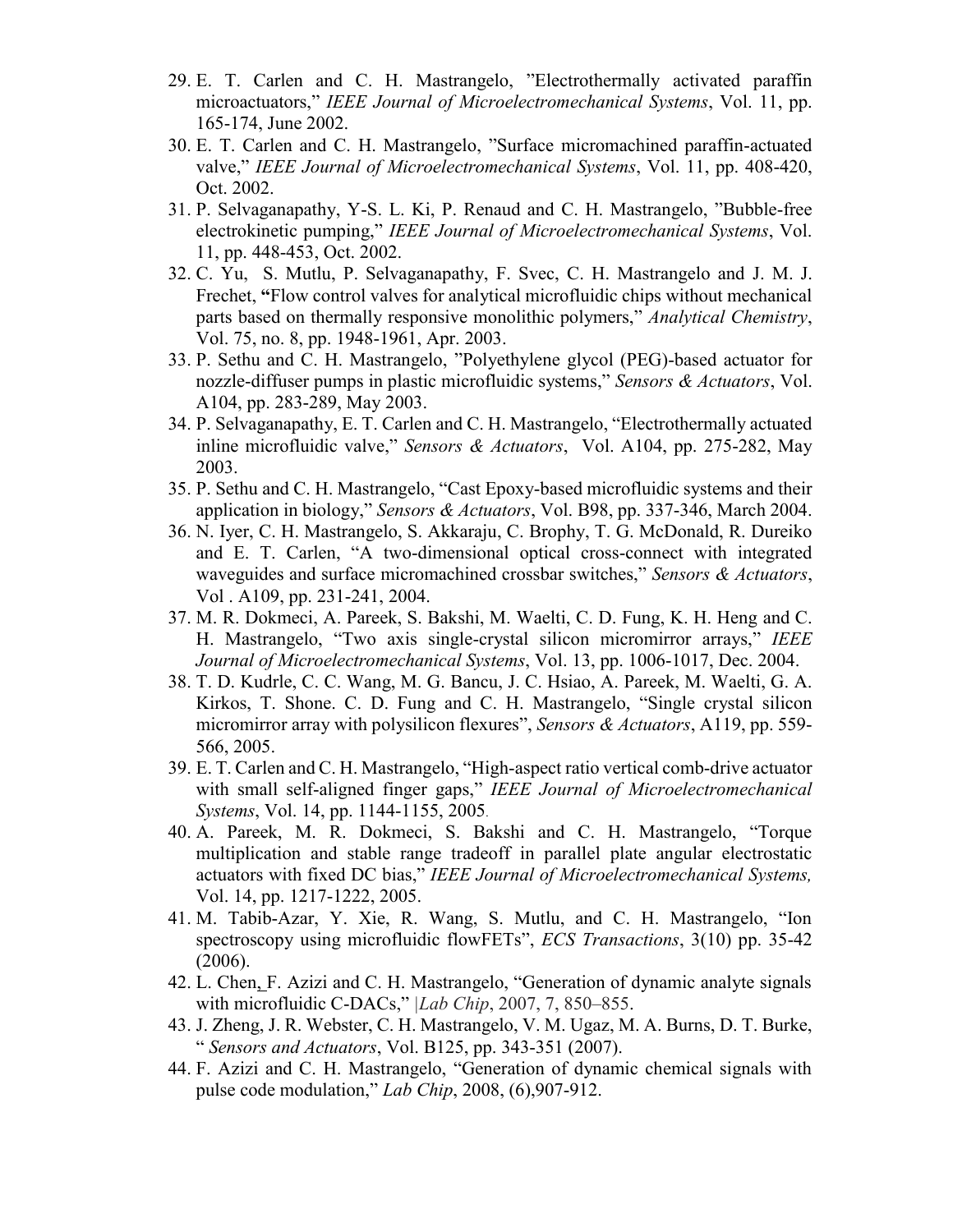29. E. T. Carlen and C. H. Mastrangelo, "Electrothermally activated paraffin microactuators," *IEEE Journal of Microelectromechanical Systems*, Vol. 11, pp. 165-174, June 2002.
30. E. T. Carlen and C. H. Mastrangelo, "Surface micromachined paraffin-actuated valve," *IEEE Journal of Microelectromechanical Systems*, Vol. 11, pp. 408-420, Oct. 2002.
31. P. Selvaganapathy, Y-S. L. Ki, P. Renaud and C. H. Mastrangelo, "Bubble-free electrokinetic pumping," *IEEE Journal of Microelectromechanical Systems*, Vol. 11, pp. 448-453, Oct. 2002.
32. C. Yu, S. Mutlu, P. Selvaganapathy, F. Svec, C. H. Mastrangelo and J. M. J. Frechet, **"**Flow control valves for analytical microfluidic chips without mechanical parts based on thermally responsive monolithic polymers," *Analytical Chemistry*, Vol. 75, no. 8, pp. 1948-1961, Apr. 2003.
33. P. Sethu and C. H. Mastrangelo, "Polyethylene glycol (PEG)-based actuator for nozzle-diffuser pumps in plastic microfluidic systems," *Sensors & Actuators*, Vol. A104, pp. 283-289, May 2003.
34. P. Selvaganapathy, E. T. Carlen and C. H. Mastrangelo, "Electrothermally actuated inline microfluidic valve," *Sensors & Actuators*, Vol. A104, pp. 275-282, May 2003.
35. P. Sethu and C. H. Mastrangelo, "Cast Epoxy-based microfluidic systems and their application in biology," *Sensors & Actuators*, Vol. B98, pp. 337-346, March 2004.
36. N. Iyer, C. H. Mastrangelo, S. Akkaraju, C. Brophy, T. G. McDonald, R. Dureiko and E. T. Carlen, "A two-dimensional optical cross-connect with integrated waveguides and surface micromachined crossbar switches," *Sensors & Actuators*, Vol . A109, pp. 231-241, 2004.
37. M. R. Dokmeci, A. Pareek, S. Bakshi, M. Waelti, C. D. Fung, K. H. Heng and C. H. Mastrangelo, "Two axis single-crystal silicon micromirror arrays," *IEEE Journal of Microelectromechanical Systems*, Vol. 13, pp. 1006-1017, Dec. 2004.
38. T. D. Kudrle, C. C. Wang, M. G. Bancu, J. C. Hsiao, A. Pareek, M. Waelti, G. A. Kirkos, T. Shone. C. D. Fung and C. H. Mastrangelo, "Single crystal silicon micromirror array with polysilicon flexures", *Sensors & Actuators*, A119, pp. 559-566, 2005.
39. E. T. Carlen and C. H. Mastrangelo, "High-aspect ratio vertical comb-drive actuator with small self-aligned finger gaps," *IEEE Journal of Microelectromechanical Systems*, Vol. 14, pp. 1144-1155, 2005.
40. A. Pareek, M. R. Dokmeci, S. Bakshi and C. H. Mastrangelo, "Torque multiplication and stable range tradeoff in parallel plate angular electrostatic actuators with fixed DC bias," *IEEE Journal of Microelectromechanical Systems,* Vol. 14, pp. 1217-1222, 2005.
41. M. Tabib-Azar, Y. Xie, R. Wang, S. Mutlu, and C. H. Mastrangelo, "Ion spectroscopy using microfluidic flowFETs", *ECS Transactions*, 3(10) pp. 35-42 (2006).
42. L. Chen, F. Azizi and C. H. Mastrangelo, "Generation of dynamic analyte signals with microfluidic C-DACs," |*Lab Chip*, 2007, 7, 850–855.
43. J. Zheng, J. R. Webster, C. H. Mastrangelo, V. M. Ugaz, M. A. Burns, D. T. Burke, " *Sensors and Actuators*, Vol. B125, pp. 343-351 (2007).
44. F. Azizi and C. H. Mastrangelo, "Generation of dynamic chemical signals with pulse code modulation," *Lab Chip*, 2008, (6),907-912.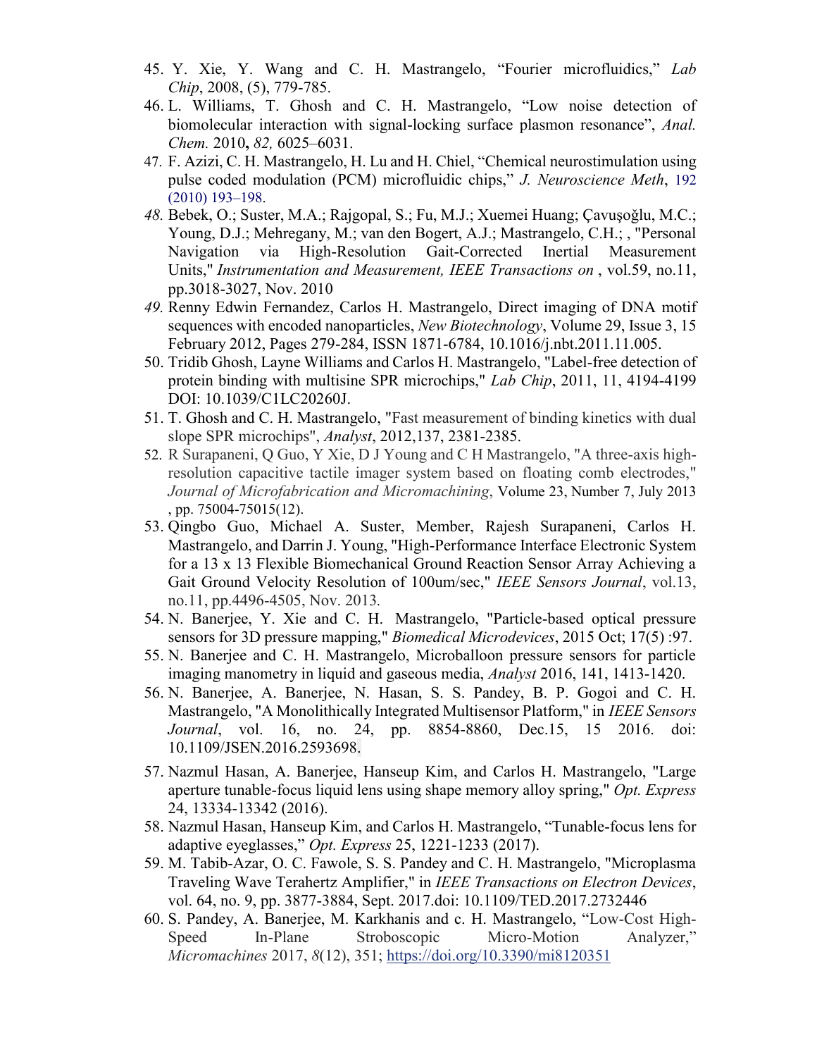45. Y. Xie, Y. Wang and C. H. Mastrangelo, “Fourier microfluidics,” *Lab Chip*, 2008, (5), 779-785.
46. L. Williams, T. Ghosh and C. H. Mastrangelo, “Low noise detection of biomolecular interaction with signal-locking surface plasmon resonance”, *Anal. Chem.* 2010**,** *82,* 6025–6031.
47. F. Azizi, C. H. Mastrangelo, H. Lu and H. Chiel, “Chemical neurostimulation using pulse coded modulation (PCM) microfluidic chips,” *J. Neuroscience Meth*, 192 (2010) 193–198.
48. Bebek, O.; Suster, M.A.; Rajgopal, S.; Fu, M.J.; Xuemei Huang; Çavuşoğlu, M.C.; Young, D.J.; Mehregany, M.; van den Bogert, A.J.; Mastrangelo, C.H.; , "Personal Navigation via High-Resolution Gait-Corrected Inertial Measurement Units," *Instrumentation and Measurement, IEEE Transactions on* , vol.59, no.11, pp.3018-3027, Nov. 2010
49. Renny Edwin Fernandez, Carlos H. Mastrangelo, Direct imaging of DNA motif sequences with encoded nanoparticles, *New Biotechnology*, Volume 29, Issue 3, 15 February 2012, Pages 279-284, ISSN 1871-6784, 10.1016/j.nbt.2011.11.005.
50. Tridib Ghosh, Layne Williams and Carlos H. Mastrangelo, "Label-free detection of protein binding with multisine SPR microchips," *Lab Chip*, 2011, 11, 4194-4199 DOI: 10.1039/C1LC20260J.
51. T. Ghosh and C. H. Mastrangelo, "Fast measurement of binding kinetics with dual slope SPR microchips", *Analyst*, 2012,137, 2381-2385.
52. R Surapaneni, Q Guo, Y Xie, D J Young and C H Mastrangelo, "A three-axis high-resolution capacitive tactile imager system based on floating comb electrodes," *Journal of Microfabrication and Micromachining*, Volume 23, Number 7, July 2013 , pp. 75004-75015(12).
53. Qingbo Guo, Michael A. Suster, Member, Rajesh Surapaneni, Carlos H. Mastrangelo, and Darrin J. Young, "High-Performance Interface Electronic System for a 13 x 13 Flexible Biomechanical Ground Reaction Sensor Array Achieving a Gait Ground Velocity Resolution of 100um/sec," *IEEE Sensors Journal*, vol.13, no.11, pp.4496-4505, Nov. 2013.
54. N. Banerjee, Y. Xie and C. H. Mastrangelo, "Particle-based optical pressure sensors for 3D pressure mapping," *Biomedical Microdevices*, 2015 Oct; 17(5) :97.
55. N. Banerjee and C. H. Mastrangelo, Microballoon pressure sensors for particle imaging manometry in liquid and gaseous media, *Analyst* 2016, 141, 1413-1420.
56. N. Banerjee, A. Banerjee, N. Hasan, S. S. Pandey, B. P. Gogoi and C. H. Mastrangelo, "A Monolithically Integrated Multisensor Platform," in *IEEE Sensors Journal*, vol. 16, no. 24, pp. 8854-8860, Dec.15, 15 2016. doi: 10.1109/JSEN.2016.2593698.
57. Nazmul Hasan, A. Banerjee, Hanseup Kim, and Carlos H. Mastrangelo, "Large aperture tunable-focus liquid lens using shape memory alloy spring," *Opt. Express* 24, 13334-13342 (2016).
58. Nazmul Hasan, Hanseup Kim, and Carlos H. Mastrangelo, “Tunable-focus lens for adaptive eyeglasses,” *Opt. Express* 25, 1221-1233 (2017).
59. M. Tabib-Azar, O. C. Fawole, S. S. Pandey and C. H. Mastrangelo, "Microplasma Traveling Wave Terahertz Amplifier," in *IEEE Transactions on Electron Devices*, vol. 64, no. 9, pp. 3877-3884, Sept. 2017.doi: 10.1109/TED.2017.2732446
60. S. Pandey, A. Banerjee, M. Karkhanis and c. H. Mastrangelo, “Low-Cost High-Speed In-Plane Stroboscopic Micro-Motion Analyzer,” *Micromachines* 2017, *8*(12), 351; https://doi.org/10.3390/mi8120351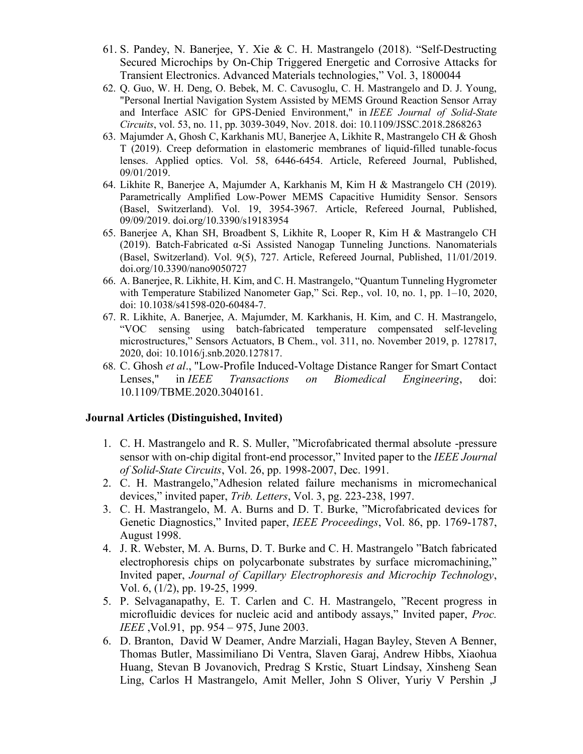61. S. Pandey, N. Banerjee, Y. Xie & C. H. Mastrangelo (2018). "Self-Destructing Secured Microchips by On-Chip Triggered Energetic and Corrosive Attacks for Transient Electronics. Advanced Materials technologies," Vol. 3, 1800044
62. Q. Guo, W. H. Deng, O. Bebek, M. C. Cavusoglu, C. H. Mastrangelo and D. J. Young, "Personal Inertial Navigation System Assisted by MEMS Ground Reaction Sensor Array and Interface ASIC for GPS-Denied Environment," in *IEEE Journal of Solid-State Circuits*, vol. 53, no. 11, pp. 3039-3049, Nov. 2018. doi: 10.1109/JSSC.2018.2868263
63. Majumder A, Ghosh C, Karkhanis MU, Banerjee A, Likhite R, Mastrangelo CH & Ghosh T (2019). Creep deformation in elastomeric membranes of liquid-filled tunable-focus lenses. Applied optics. Vol. 58, 6446-6454. Article, Refereed Journal, Published, 09/01/2019.
64. Likhite R, Banerjee A, Majumder A, Karkhanis M, Kim H & Mastrangelo CH (2019). Parametrically Amplified Low-Power MEMS Capacitive Humidity Sensor. Sensors (Basel, Switzerland). Vol. 19, 3954-3967. Article, Refereed Journal, Published, 09/09/2019. doi.org/10.3390/s19183954
65. Banerjee A, Khan SH, Broadbent S, Likhite R, Looper R, Kim H & Mastrangelo CH (2019). Batch-Fabricated α-Si Assisted Nanogap Tunneling Junctions. Nanomaterials (Basel, Switzerland). Vol. 9(5), 727. Article, Refereed Journal, Published, 11/01/2019. doi.org/10.3390/nano9050727
66. A. Banerjee, R. Likhite, H. Kim, and C. H. Mastrangelo, "Quantum Tunneling Hygrometer with Temperature Stabilized Nanometer Gap," Sci. Rep., vol. 10, no. 1, pp. 1–10, 2020, doi: 10.1038/s41598-020-60484-7.
67. R. Likhite, A. Banerjee, A. Majumder, M. Karkhanis, H. Kim, and C. H. Mastrangelo, "VOC sensing using batch-fabricated temperature compensated self-leveling microstructures," Sensors Actuators, B Chem., vol. 311, no. November 2019, p. 127817, 2020, doi: 10.1016/j.snb.2020.127817.
68. C. Ghosh *et al*., "Low-Profile Induced-Voltage Distance Ranger for Smart Contact Lenses," in *IEEE Transactions on Biomedical Engineering*, doi: 10.1109/TBME.2020.3040161.

**Journal Articles (Distinguished, Invited)**

1. C. H. Mastrangelo and R. S. Muller, "Microfabricated thermal absolute -pressure sensor with on-chip digital front-end processor," Invited paper to the *IEEE Journal of Solid-State Circuits*, Vol. 26, pp. 1998-2007, Dec. 1991.
2. C. H. Mastrangelo,"Adhesion related failure mechanisms in micromechanical devices," invited paper, *Trib. Letters*, Vol. 3, pg. 223-238, 1997.
3. C. H. Mastrangelo, M. A. Burns and D. T. Burke, "Microfabricated devices for Genetic Diagnostics," Invited paper, *IEEE Proceedings*, Vol. 86, pp. 1769-1787, August 1998.
4. J. R. Webster, M. A. Burns, D. T. Burke and C. H. Mastrangelo "Batch fabricated electrophoresis chips on polycarbonate substrates by surface micromachining," Invited paper, *Journal of Capillary Electrophoresis and Microchip Technology*, Vol. 6, (1/2), pp. 19-25, 1999.
5. P. Selvaganapathy, E. T. Carlen and C. H. Mastrangelo, "Recent progress in microfluidic devices for nucleic acid and antibody assays," Invited paper, *Proc. IEEE* ,Vol.91, pp. 954 – 975, June 2003.
6. D. Branton, David W Deamer, Andre Marziali, Hagan Bayley, Steven A Benner, Thomas Butler, Massimiliano Di Ventra, Slaven Garaj, Andrew Hibbs, Xiaohua Huang, Stevan B Jovanovich, Predrag S Krstic, Stuart Lindsay, Xinsheng Sean Ling, Carlos H Mastrangelo, Amit Meller, John S Oliver, Yuriy V Pershin ,J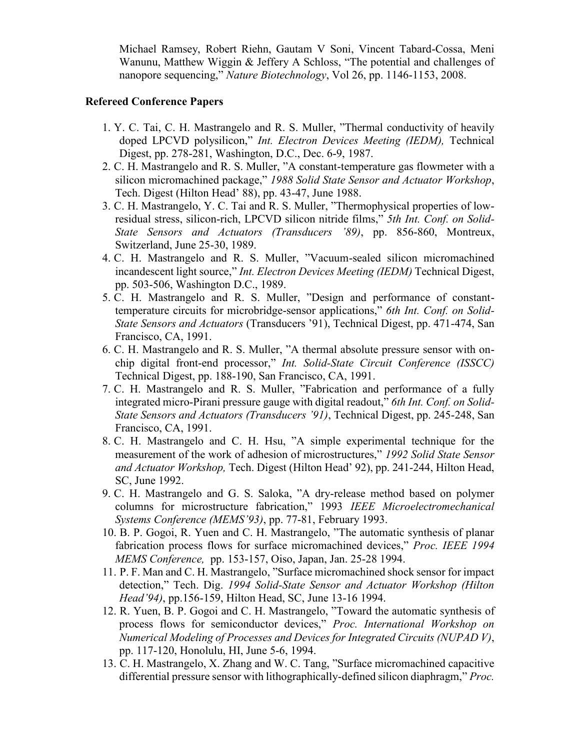Michael Ramsey, Robert Riehn, Gautam V Soni, Vincent Tabard-Cossa, Meni Wanunu, Matthew Wiggin & Jeffery A Schloss, "The potential and challenges of nanopore sequencing," *Nature Biotechnology*, Vol 26, pp. 1146-1153, 2008.

**Refereed Conference Papers**

1. Y. C. Tai, C. H. Mastrangelo and R. S. Muller, "Thermal conductivity of heavily doped LPCVD polysilicon," *Int. Electron Devices Meeting (IEDM),* Technical Digest, pp. 278-281, Washington, D.C., Dec. 6-9, 1987.
2. C. H. Mastrangelo and R. S. Muller, "A constant-temperature gas flowmeter with a silicon micromachined package," *1988 Solid State Sensor and Actuator Workshop*, Tech. Digest (Hilton Head' 88), pp. 43-47, June 1988.
3. C. H. Mastrangelo, Y. C. Tai and R. S. Muller, "Thermophysical properties of low-residual stress, silicon-rich, LPCVD silicon nitride films," *5th Int. Conf. on Solid-State Sensors and Actuators (Transducers '89)*, pp. 856-860, Montreux, Switzerland, June 25-30, 1989.
4. C. H. Mastrangelo and R. S. Muller, "Vacuum-sealed silicon micromachined incandescent light source," *Int. Electron Devices Meeting (IEDM)* Technical Digest, pp. 503-506, Washington D.C., 1989.
5. C. H. Mastrangelo and R. S. Muller, "Design and performance of constant-temperature circuits for microbridge-sensor applications," *6th Int. Conf. on Solid-State Sensors and Actuators* (Transducers '91), Technical Digest, pp. 471-474, San Francisco, CA, 1991.
6. C. H. Mastrangelo and R. S. Muller, "A thermal absolute pressure sensor with on-chip digital front-end processor," *Int. Solid-State Circuit Conference (ISSCC)* Technical Digest, pp. 188-190, San Francisco, CA, 1991.
7. C. H. Mastrangelo and R. S. Muller, "Fabrication and performance of a fully integrated micro-Pirani pressure gauge with digital readout," *6th Int. Conf. on Solid-State Sensors and Actuators (Transducers '91)*, Technical Digest, pp. 245-248, San Francisco, CA, 1991.
8. C. H. Mastrangelo and C. H. Hsu, "A simple experimental technique for the measurement of the work of adhesion of microstructures," *1992 Solid State Sensor and Actuator Workshop,* Tech. Digest (Hilton Head' 92), pp. 241-244, Hilton Head, SC, June 1992.
9. C. H. Mastrangelo and G. S. Saloka, "A dry-release method based on polymer columns for microstructure fabrication," 1993 *IEEE Microelectromechanical Systems Conference (MEMS'93)*, pp. 77-81, February 1993.
10. B. P. Gogoi, R. Yuen and C. H. Mastrangelo, "The automatic synthesis of planar fabrication process flows for surface micromachined devices," *Proc. IEEE 1994 MEMS Conference,* pp. 153-157, Oiso, Japan, Jan. 25-28 1994.
11. P. F. Man and C. H. Mastrangelo, "Surface micromachined shock sensor for impact detection," Tech. Dig. *1994 Solid-State Sensor and Actuator Workshop (Hilton Head'94)*, pp.156-159, Hilton Head, SC, June 13-16 1994.
12. R. Yuen, B. P. Gogoi and C. H. Mastrangelo, "Toward the automatic synthesis of process flows for semiconductor devices," *Proc. International Workshop on Numerical Modeling of Processes and Devices for Integrated Circuits (NUPAD V)*, pp. 117-120, Honolulu, HI, June 5-6, 1994.
13. C. H. Mastrangelo, X. Zhang and W. C. Tang, "Surface micromachined capacitive differential pressure sensor with lithographically-defined silicon diaphragm," *Proc.*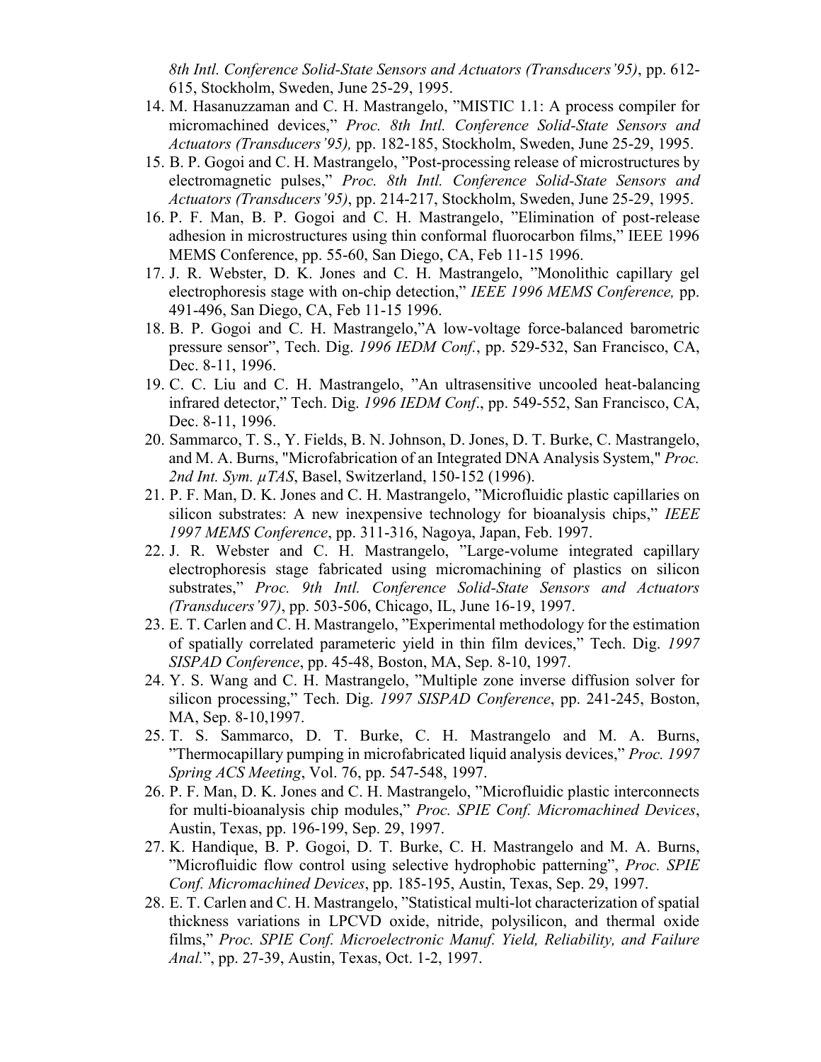*8th Intl. Conference Solid-State Sensors and Actuators (Transducers'95)*, pp. 612-615, Stockholm, Sweden, June 25-29, 1995.

14. M. Hasanuzzaman and C. H. Mastrangelo, "MISTIC 1.1: A process compiler for micromachined devices," *Proc. 8th Intl. Conference Solid-State Sensors and Actuators (Transducers'95),* pp. 182-185, Stockholm, Sweden, June 25-29, 1995.
15. B. P. Gogoi and C. H. Mastrangelo, "Post-processing release of microstructures by electromagnetic pulses," *Proc. 8th Intl. Conference Solid-State Sensors and Actuators (Transducers'95)*, pp. 214-217, Stockholm, Sweden, June 25-29, 1995.
16. P. F. Man, B. P. Gogoi and C. H. Mastrangelo, "Elimination of post-release adhesion in microstructures using thin conformal fluorocarbon films," IEEE 1996 MEMS Conference, pp. 55-60, San Diego, CA, Feb 11-15 1996.
17. J. R. Webster, D. K. Jones and C. H. Mastrangelo, "Monolithic capillary gel electrophoresis stage with on-chip detection," *IEEE 1996 MEMS Conference,* pp. 491-496, San Diego, CA, Feb 11-15 1996.
18. B. P. Gogoi and C. H. Mastrangelo,"A low-voltage force-balanced barometric pressure sensor", Tech. Dig. *1996 IEDM Conf.*, pp. 529-532, San Francisco, CA, Dec. 8-11, 1996.
19. C. C. Liu and C. H. Mastrangelo, "An ultrasensitive uncooled heat-balancing infrared detector," Tech. Dig. *1996 IEDM Conf*., pp. 549-552, San Francisco, CA, Dec. 8-11, 1996.
20. Sammarco, T. S., Y. Fields, B. N. Johnson, D. Jones, D. T. Burke, C. Mastrangelo, and M. A. Burns, "Microfabrication of an Integrated DNA Analysis System," *Proc. 2nd Int. Sym. μTAS*, Basel, Switzerland, 150-152 (1996).
21. P. F. Man, D. K. Jones and C. H. Mastrangelo, "Microfluidic plastic capillaries on silicon substrates: A new inexpensive technology for bioanalysis chips," *IEEE 1997 MEMS Conference*, pp. 311-316, Nagoya, Japan, Feb. 1997.
22. J. R. Webster and C. H. Mastrangelo, "Large-volume integrated capillary electrophoresis stage fabricated using micromachining of plastics on silicon substrates," *Proc. 9th Intl. Conference Solid-State Sensors and Actuators (Transducers'97)*, pp. 503-506, Chicago, IL, June 16-19, 1997.
23. E. T. Carlen and C. H. Mastrangelo, "Experimental methodology for the estimation of spatially correlated parameteric yield in thin film devices," Tech. Dig. *1997 SISPAD Conference*, pp. 45-48, Boston, MA, Sep. 8-10, 1997.
24. Y. S. Wang and C. H. Mastrangelo, "Multiple zone inverse diffusion solver for silicon processing," Tech. Dig. *1997 SISPAD Conference*, pp. 241-245, Boston, MA, Sep. 8-10,1997.
25. T. S. Sammarco, D. T. Burke, C. H. Mastrangelo and M. A. Burns, "Thermocapillary pumping in microfabricated liquid analysis devices," *Proc. 1997 Spring ACS Meeting*, Vol. 76, pp. 547-548, 1997.
26. P. F. Man, D. K. Jones and C. H. Mastrangelo, "Microfluidic plastic interconnects for multi-bioanalysis chip modules," *Proc. SPIE Conf. Micromachined Devices*, Austin, Texas, pp. 196-199, Sep. 29, 1997.
27. K. Handique, B. P. Gogoi, D. T. Burke, C. H. Mastrangelo and M. A. Burns, "Microfluidic flow control using selective hydrophobic patterning", *Proc. SPIE Conf. Micromachined Devices*, pp. 185-195, Austin, Texas, Sep. 29, 1997.
28. E. T. Carlen and C. H. Mastrangelo, "Statistical multi-lot characterization of spatial thickness variations in LPCVD oxide, nitride, polysilicon, and thermal oxide films," *Proc. SPIE Conf. Microelectronic Manuf. Yield, Reliability, and Failure Anal.*", pp. 27-39, Austin, Texas, Oct. 1-2, 1997.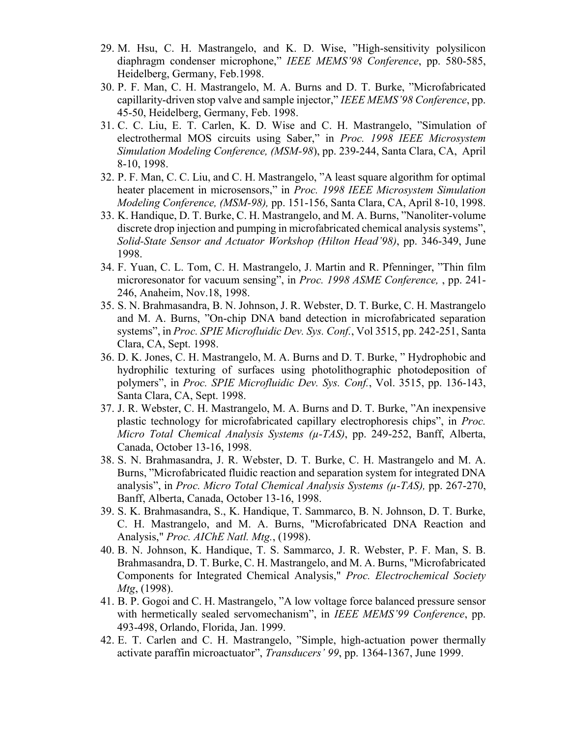29. M. Hsu, C. H. Mastrangelo, and K. D. Wise, ”High-sensitivity polysilicon diaphragm condenser microphone,” *IEEE MEMS’98 Conference*, pp. 580-585, Heidelberg, Germany, Feb.1998.
30. P. F. Man, C. H. Mastrangelo, M. A. Burns and D. T. Burke, ”Microfabricated capillarity-driven stop valve and sample injector,” *IEEE MEMS’98 Conference*, pp. 45-50, Heidelberg, Germany, Feb. 1998.
31. C. C. Liu, E. T. Carlen, K. D. Wise and C. H. Mastrangelo, ”Simulation of electrothermal MOS circuits using Saber,” in *Proc. 1998 IEEE Microsystem Simulation Modeling Conference, (MSM-98*), pp. 239-244, Santa Clara, CA, April 8-10, 1998.
32. P. F. Man, C. C. Liu, and C. H. Mastrangelo, ”A least square algorithm for optimal heater placement in microsensors,” in *Proc. 1998 IEEE Microsystem Simulation Modeling Conference, (MSM-98),* pp. 151-156, Santa Clara, CA, April 8-10, 1998.
33. K. Handique, D. T. Burke, C. H. Mastrangelo, and M. A. Burns, ”Nanoliter-volume discrete drop injection and pumping in microfabricated chemical analysis systems”, *Solid-State Sensor and Actuator Workshop (Hilton Head’98)*, pp. 346-349, June 1998.
34. F. Yuan, C. L. Tom, C. H. Mastrangelo, J. Martin and R. Pfenninger, ”Thin film microresonator for vacuum sensing”, in *Proc. 1998 ASME Conference,* , pp. 241-246, Anaheim, Nov.18, 1998.
35. S. N. Brahmasandra, B. N. Johnson, J. R. Webster, D. T. Burke, C. H. Mastrangelo and M. A. Burns, ”On-chip DNA band detection in microfabricated separation systems”, in *Proc. SPIE Microfluidic Dev. Sys. Conf.*, Vol 3515, pp. 242-251, Santa Clara, CA, Sept. 1998.
36. D. K. Jones, C. H. Mastrangelo, M. A. Burns and D. T. Burke, ” Hydrophobic and hydrophilic texturing of surfaces using photolithographic photodeposition of polymers”, in *Proc. SPIE Microfluidic Dev. Sys. Conf.*, Vol. 3515, pp. 136-143, Santa Clara, CA, Sept. 1998.
37. J. R. Webster, C. H. Mastrangelo, M. A. Burns and D. T. Burke, ”An inexpensive plastic technology for microfabricated capillary electrophoresis chips”, in *Proc. Micro Total Chemical Analysis Systems (μ-TAS)*, pp. 249-252, Banff, Alberta, Canada, October 13-16, 1998.
38. S. N. Brahmasandra, J. R. Webster, D. T. Burke, C. H. Mastrangelo and M. A. Burns, ”Microfabricated fluidic reaction and separation system for integrated DNA analysis”, in *Proc. Micro Total Chemical Analysis Systems (μ-TAS),* pp. 267-270, Banff, Alberta, Canada, October 13-16, 1998.
39. S. K. Brahmasandra, S., K. Handique, T. Sammarco, B. N. Johnson, D. T. Burke, C. H. Mastrangelo, and M. A. Burns, "Microfabricated DNA Reaction and Analysis," *Proc. AIChE Natl. Mtg.*, (1998).
40. B. N. Johnson, K. Handique, T. S. Sammarco, J. R. Webster, P. F. Man, S. B. Brahmasandra, D. T. Burke, C. H. Mastrangelo, and M. A. Burns, "Microfabricated Components for Integrated Chemical Analysis," *Proc. Electrochemical Society Mtg*, (1998).
41. B. P. Gogoi and C. H. Mastrangelo, ”A low voltage force balanced pressure sensor with hermetically sealed servomechanism”, in *IEEE MEMS’99 Conference*, pp. 493-498, Orlando, Florida, Jan. 1999.
42. E. T. Carlen and C. H. Mastrangelo, ”Simple, high-actuation power thermally activate paraffin microactuator”, *Transducers’ 99*, pp. 1364-1367, June 1999.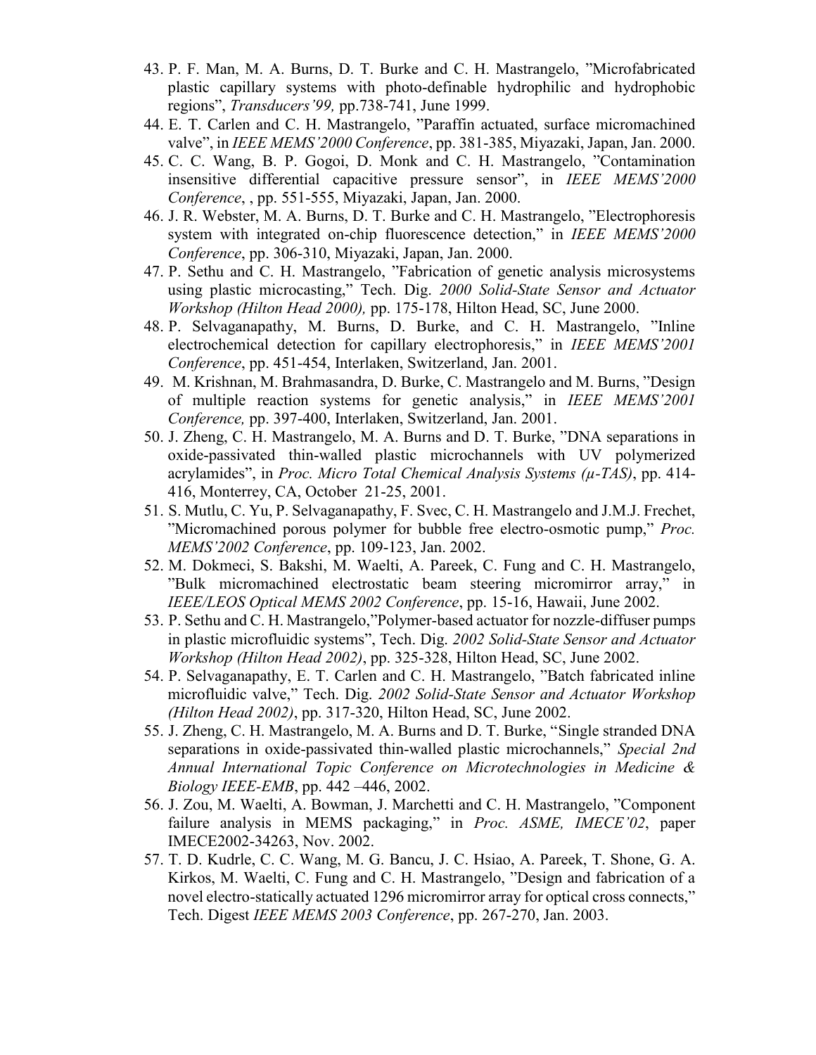43. P. F. Man, M. A. Burns, D. T. Burke and C. H. Mastrangelo, "Microfabricated plastic capillary systems with photo-definable hydrophilic and hydrophobic regions", *Transducers'99,* pp.738-741, June 1999.
44. E. T. Carlen and C. H. Mastrangelo, "Paraffin actuated, surface micromachined valve", in *IEEE MEMS'2000 Conference*, pp. 381-385, Miyazaki, Japan, Jan. 2000.
45. C. C. Wang, B. P. Gogoi, D. Monk and C. H. Mastrangelo, "Contamination insensitive differential capacitive pressure sensor", in *IEEE MEMS'2000 Conference*, , pp. 551-555, Miyazaki, Japan, Jan. 2000.
46. J. R. Webster, M. A. Burns, D. T. Burke and C. H. Mastrangelo, "Electrophoresis system with integrated on-chip fluorescence detection," in *IEEE MEMS'2000 Conference*, pp. 306-310, Miyazaki, Japan, Jan. 2000.
47. P. Sethu and C. H. Mastrangelo, "Fabrication of genetic analysis microsystems using plastic microcasting," Tech. Dig. *2000 Solid-State Sensor and Actuator Workshop (Hilton Head 2000),* pp. 175-178, Hilton Head, SC, June 2000.
48. P. Selvaganapathy, M. Burns, D. Burke, and C. H. Mastrangelo, "Inline electrochemical detection for capillary electrophoresis," in *IEEE MEMS'2001 Conference*, pp. 451-454, Interlaken, Switzerland, Jan. 2001.
49. M. Krishnan, M. Brahmasandra, D. Burke, C. Mastrangelo and M. Burns, "Design of multiple reaction systems for genetic analysis," in *IEEE MEMS'2001 Conference,* pp. 397-400, Interlaken, Switzerland, Jan. 2001.
50. J. Zheng, C. H. Mastrangelo, M. A. Burns and D. T. Burke, "DNA separations in oxide-passivated thin-walled plastic microchannels with UV polymerized acrylamides", in *Proc. Micro Total Chemical Analysis Systems (μ-TAS)*, pp. 414-416, Monterrey, CA, October 21-25, 2001.
51. S. Mutlu, C. Yu, P. Selvaganapathy, F. Svec, C. H. Mastrangelo and J.M.J. Frechet, "Micromachined porous polymer for bubble free electro-osmotic pump," *Proc. MEMS'2002 Conference*, pp. 109-123, Jan. 2002.
52. M. Dokmeci, S. Bakshi, M. Waelti, A. Pareek, C. Fung and C. H. Mastrangelo, "Bulk micromachined electrostatic beam steering micromirror array," in *IEEE/LEOS Optical MEMS 2002 Conference*, pp. 15-16, Hawaii, June 2002.
53. P. Sethu and C. H. Mastrangelo,"Polymer-based actuator for nozzle-diffuser pumps in plastic microfluidic systems", Tech. Dig. *2002 Solid-State Sensor and Actuator Workshop (Hilton Head 2002)*, pp. 325-328, Hilton Head, SC, June 2002.
54. P. Selvaganapathy, E. T. Carlen and C. H. Mastrangelo, "Batch fabricated inline microfluidic valve," Tech. Dig. *2002 Solid-State Sensor and Actuator Workshop (Hilton Head 2002)*, pp. 317-320, Hilton Head, SC, June 2002.
55. J. Zheng, C. H. Mastrangelo, M. A. Burns and D. T. Burke, "Single stranded DNA separations in oxide-passivated thin-walled plastic microchannels," *Special 2nd Annual International Topic Conference on Microtechnologies in Medicine & Biology IEEE-EMB*, pp. 442 –446, 2002.
56. J. Zou, M. Waelti, A. Bowman, J. Marchetti and C. H. Mastrangelo, "Component failure analysis in MEMS packaging," in *Proc. ASME, IMECE'02*, paper IMECE2002-34263, Nov. 2002.
57. T. D. Kudrle, C. C. Wang, M. G. Bancu, J. C. Hsiao, A. Pareek, T. Shone, G. A. Kirkos, M. Waelti, C. Fung and C. H. Mastrangelo, "Design and fabrication of a novel electro-statically actuated 1296 micromirror array for optical cross connects," Tech. Digest *IEEE MEMS 2003 Conference*, pp. 267-270, Jan. 2003.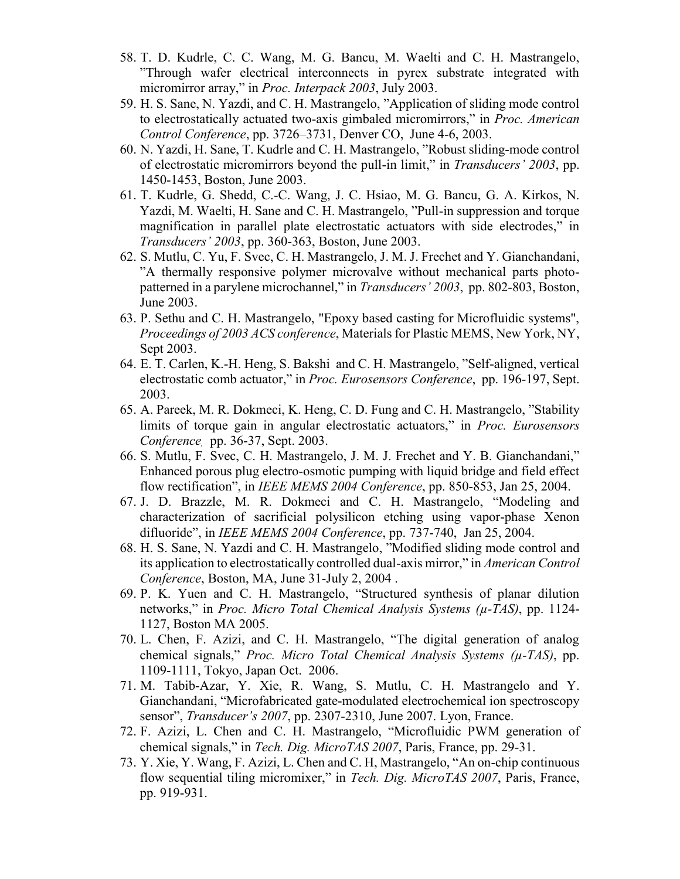58. T. D. Kudrle, C. C. Wang, M. G. Bancu, M. Waelti and C. H. Mastrangelo, "Through wafer electrical interconnects in pyrex substrate integrated with micromirror array," in *Proc. Interpack 2003*, July 2003.
59. H. S. Sane, N. Yazdi, and C. H. Mastrangelo, "Application of sliding mode control to electrostatically actuated two-axis gimbaled micromirrors," in *Proc. American Control Conference*, pp. 3726–3731, Denver CO, June 4-6, 2003.
60. N. Yazdi, H. Sane, T. Kudrle and C. H. Mastrangelo, "Robust sliding-mode control of electrostatic micromirrors beyond the pull-in limit," in *Transducers' 2003*, pp. 1450-1453, Boston, June 2003.
61. T. Kudrle, G. Shedd, C.-C. Wang, J. C. Hsiao, M. G. Bancu, G. A. Kirkos, N. Yazdi, M. Waelti, H. Sane and C. H. Mastrangelo, "Pull-in suppression and torque magnification in parallel plate electrostatic actuators with side electrodes," in *Transducers' 2003*, pp. 360-363, Boston, June 2003.
62. S. Mutlu, C. Yu, F. Svec, C. H. Mastrangelo, J. M. J. Frechet and Y. Gianchandani, "A thermally responsive polymer microvalve without mechanical parts photo-patterned in a parylene microchannel," in *Transducers' 2003*, pp. 802-803, Boston, June 2003.
63. P. Sethu and C. H. Mastrangelo, "Epoxy based casting for Microfluidic systems", *Proceedings of 2003 ACS conference*, Materials for Plastic MEMS, New York, NY, Sept 2003.
64. E. T. Carlen, K.-H. Heng, S. Bakshi and C. H. Mastrangelo, "Self-aligned, vertical electrostatic comb actuator," in *Proc. Eurosensors Conference*, pp. 196-197, Sept. 2003.
65. A. Pareek, M. R. Dokmeci, K. Heng, C. D. Fung and C. H. Mastrangelo, "Stability limits of torque gain in angular electrostatic actuators," in *Proc. Eurosensors Conference*, pp. 36-37, Sept. 2003.
66. S. Mutlu, F. Svec, C. H. Mastrangelo, J. M. J. Frechet and Y. B. Gianchandani," Enhanced porous plug electro-osmotic pumping with liquid bridge and field effect flow rectification", in *IEEE MEMS 2004 Conference*, pp. 850-853, Jan 25, 2004.
67. J. D. Brazzle, M. R. Dokmeci and C. H. Mastrangelo, "Modeling and characterization of sacrificial polysilicon etching using vapor-phase Xenon difluoride", in *IEEE MEMS 2004 Conference*, pp. 737-740, Jan 25, 2004.
68. H. S. Sane, N. Yazdi and C. H. Mastrangelo, "Modified sliding mode control and its application to electrostatically controlled dual-axis mirror," in *American Control Conference*, Boston, MA, June 31-July 2, 2004 .
69. P. K. Yuen and C. H. Mastrangelo, "Structured synthesis of planar dilution networks," in *Proc. Micro Total Chemical Analysis Systems (μ-TAS)*, pp. 1124-1127, Boston MA 2005.
70. L. Chen, F. Azizi, and C. H. Mastrangelo, "The digital generation of analog chemical signals," *Proc. Micro Total Chemical Analysis Systems (μ-TAS)*, pp. 1109-1111, Tokyo, Japan Oct. 2006.
71. M. Tabib-Azar, Y. Xie, R. Wang, S. Mutlu, C. H. Mastrangelo and Y. Gianchandani, "Microfabricated gate-modulated electrochemical ion spectroscopy sensor", *Transducer's 2007*, pp. 2307-2310, June 2007. Lyon, France.
72. F. Azizi, L. Chen and C. H. Mastrangelo, "Microfluidic PWM generation of chemical signals," in *Tech. Dig. MicroTAS 2007*, Paris, France, pp. 29-31.
73. Y. Xie, Y. Wang, F. Azizi, L. Chen and C. H, Mastrangelo, "An on-chip continuous flow sequential tiling micromixer," in *Tech. Dig. MicroTAS 2007*, Paris, France, pp. 919-931.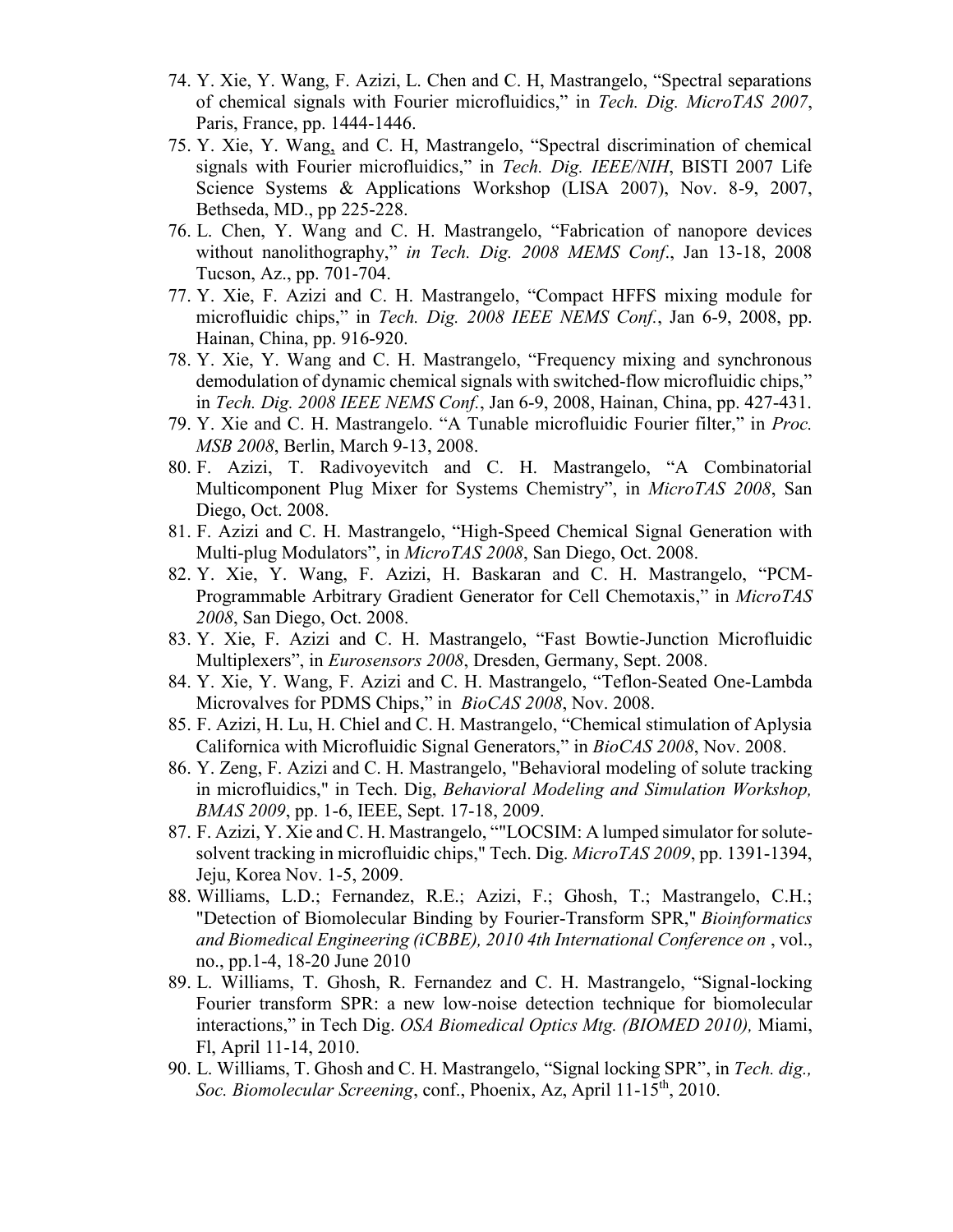74. Y. Xie, Y. Wang, F. Azizi, L. Chen and C. H, Mastrangelo, “Spectral separations of chemical signals with Fourier microfluidics,” in *Tech. Dig. MicroTAS 2007*, Paris, France, pp. 1444-1446.
75. Y. Xie, Y. Wang, and C. H, Mastrangelo, “Spectral discrimination of chemical signals with Fourier microfluidics,” in *Tech. Dig. IEEE/NIH*, BISTI 2007 Life Science Systems & Applications Workshop (LISA 2007), Nov. 8-9, 2007, Bethseda, MD., pp 225-228.
76. L. Chen, Y. Wang and C. H. Mastrangelo, “Fabrication of nanopore devices without nanolithography,” *in Tech. Dig. 2008 MEMS Conf*., Jan 13-18, 2008 Tucson, Az., pp. 701-704.
77. Y. Xie, F. Azizi and C. H. Mastrangelo, “Compact HFFS mixing module for microfluidic chips,” in *Tech. Dig. 2008 IEEE NEMS Conf.*, Jan 6-9, 2008, pp. Hainan, China, pp. 916-920.
78. Y. Xie, Y. Wang and C. H. Mastrangelo, “Frequency mixing and synchronous demodulation of dynamic chemical signals with switched-flow microfluidic chips,” in *Tech. Dig. 2008 IEEE NEMS Conf.*, Jan 6-9, 2008, Hainan, China, pp. 427-431.
79. Y. Xie and C. H. Mastrangelo. “A Tunable microfluidic Fourier filter,” in *Proc. MSB 2008*, Berlin, March 9-13, 2008.
80. F. Azizi, T. Radivoyevitch and C. H. Mastrangelo, “A Combinatorial Multicomponent Plug Mixer for Systems Chemistry”, in *MicroTAS 2008*, San Diego, Oct. 2008.
81. F. Azizi and C. H. Mastrangelo, “High-Speed Chemical Signal Generation with Multi-plug Modulators”, in *MicroTAS 2008*, San Diego, Oct. 2008.
82. Y. Xie, Y. Wang, F. Azizi, H. Baskaran and C. H. Mastrangelo, “PCM-Programmable Arbitrary Gradient Generator for Cell Chemotaxis,” in *MicroTAS 2008*, San Diego, Oct. 2008.
83. Y. Xie, F. Azizi and C. H. Mastrangelo, “Fast Bowtie-Junction Microfluidic Multiplexers”, in *Eurosensors 2008*, Dresden, Germany, Sept. 2008.
84. Y. Xie, Y. Wang, F. Azizi and C. H. Mastrangelo, “Teflon-Seated One-Lambda Microvalves for PDMS Chips,” in *BioCAS 2008*, Nov. 2008.
85. F. Azizi, H. Lu, H. Chiel and C. H. Mastrangelo, “Chemical stimulation of Aplysia Californica with Microfluidic Signal Generators,” in *BioCAS 2008*, Nov. 2008.
86. Y. Zeng, F. Azizi and C. H. Mastrangelo, "Behavioral modeling of solute tracking in microfluidics," in Tech. Dig, *Behavioral Modeling and Simulation Workshop, BMAS 2009*, pp. 1-6, IEEE, Sept. 17-18, 2009.
87. F. Azizi, Y. Xie and C. H. Mastrangelo, “"LOCSIM: A lumped simulator for solute-solvent tracking in microfluidic chips," Tech. Dig. *MicroTAS 2009*, pp. 1391-1394, Jeju, Korea Nov. 1-5, 2009.
88. Williams, L.D.; Fernandez, R.E.; Azizi, F.; Ghosh, T.; Mastrangelo, C.H.; "Detection of Biomolecular Binding by Fourier-Transform SPR," *Bioinformatics and Biomedical Engineering (iCBBE), 2010 4th International Conference on* , vol., no., pp.1-4, 18-20 June 2010
89. L. Williams, T. Ghosh, R. Fernandez and C. H. Mastrangelo, “Signal-locking Fourier transform SPR: a new low-noise detection technique for biomolecular interactions,” in Tech Dig. *OSA Biomedical Optics Mtg. (BIOMED 2010),* Miami, Fl, April 11-14, 2010.
90. L. Williams, T. Ghosh and C. H. Mastrangelo, “Signal locking SPR”, in *Tech. dig., Soc. Biomolecular Screening*, conf., Phoenix, Az, April 11-15th, 2010.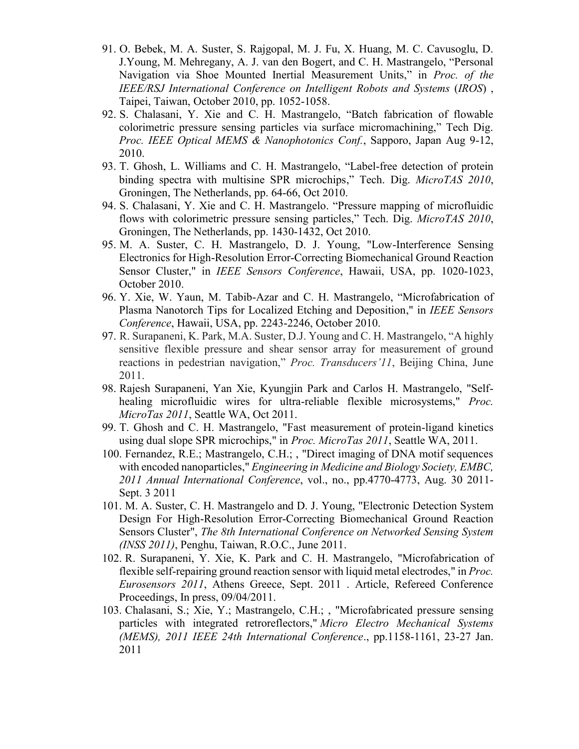91. O. Bebek, M. A. Suster, S. Rajgopal, M. J. Fu, X. Huang, M. C. Cavusoglu, D. J.Young, M. Mehregany, A. J. van den Bogert, and C. H. Mastrangelo, "Personal Navigation via Shoe Mounted Inertial Measurement Units," in *Proc. of the IEEE/RSJ International Conference on Intelligent Robots and Systems* (*IROS*) , Taipei, Taiwan, October 2010, pp. 1052-1058.
92. S. Chalasani, Y. Xie and C. H. Mastrangelo, "Batch fabrication of flowable colorimetric pressure sensing particles via surface micromachining," Tech Dig. *Proc. IEEE Optical MEMS & Nanophotonics Conf.*, Sapporo, Japan Aug 9-12, 2010.
93. T. Ghosh, L. Williams and C. H. Mastrangelo, "Label-free detection of protein binding spectra with multisine SPR microchips," Tech. Dig. *MicroTAS 2010*, Groningen, The Netherlands, pp. 64-66, Oct 2010.
94. S. Chalasani, Y. Xie and C. H. Mastrangelo. "Pressure mapping of microfluidic flows with colorimetric pressure sensing particles," Tech. Dig. *MicroTAS 2010*, Groningen, The Netherlands, pp. 1430-1432, Oct 2010.
95. M. A. Suster, C. H. Mastrangelo, D. J. Young, "Low-Interference Sensing Electronics for High-Resolution Error-Correcting Biomechanical Ground Reaction Sensor Cluster," in *IEEE Sensors Conference*, Hawaii, USA, pp. 1020-1023, October 2010.
96. Y. Xie, W. Yaun, M. Tabib-Azar and C. H. Mastrangelo, "Microfabrication of Plasma Nanotorch Tips for Localized Etching and Deposition," in *IEEE Sensors Conference*, Hawaii, USA, pp. 2243-2246, October 2010.
97. R. Surapaneni, K. Park, M.A. Suster, D.J. Young and C. H. Mastrangelo, "A highly sensitive flexible pressure and shear sensor array for measurement of ground reactions in pedestrian navigation," *Proc. Transducers'11*, Beijing China, June 2011.
98. Rajesh Surapaneni, Yan Xie, Kyungjin Park and Carlos H. Mastrangelo, "Self-healing microfluidic wires for ultra-reliable flexible microsystems," *Proc. MicroTas 2011*, Seattle WA, Oct 2011.
99. T. Ghosh and C. H. Mastrangelo, "Fast measurement of protein-ligand kinetics using dual slope SPR microchips," in *Proc. MicroTas 2011*, Seattle WA, 2011.
100. Fernandez, R.E.; Mastrangelo, C.H.; , "Direct imaging of DNA motif sequences with encoded nanoparticles," *Engineering in Medicine and Biology Society, EMBC, 2011 Annual International Conference*, vol., no., pp.4770-4773, Aug. 30 2011-Sept. 3 2011
101. M. A. Suster, C. H. Mastrangelo and D. J. Young, "Electronic Detection System Design For High-Resolution Error-Correcting Biomechanical Ground Reaction Sensors Cluster", *The 8th International Conference on Networked Sensing System (INSS 2011)*, Penghu, Taiwan, R.O.C., June 2011.
102. R. Surapaneni, Y. Xie, K. Park and C. H. Mastrangelo, "Microfabrication of flexible self-repairing ground reaction sensor with liquid metal electrodes," in *Proc. Eurosensors 2011*, Athens Greece, Sept. 2011 . Article, Refereed Conference Proceedings, In press, 09/04/2011.
103. Chalasani, S.; Xie, Y.; Mastrangelo, C.H.; , "Microfabricated pressure sensing particles with integrated retroreflectors," *Micro Electro Mechanical Systems (MEMS), 2011 IEEE 24th International Conference*., pp.1158-1161, 23-27 Jan. 2011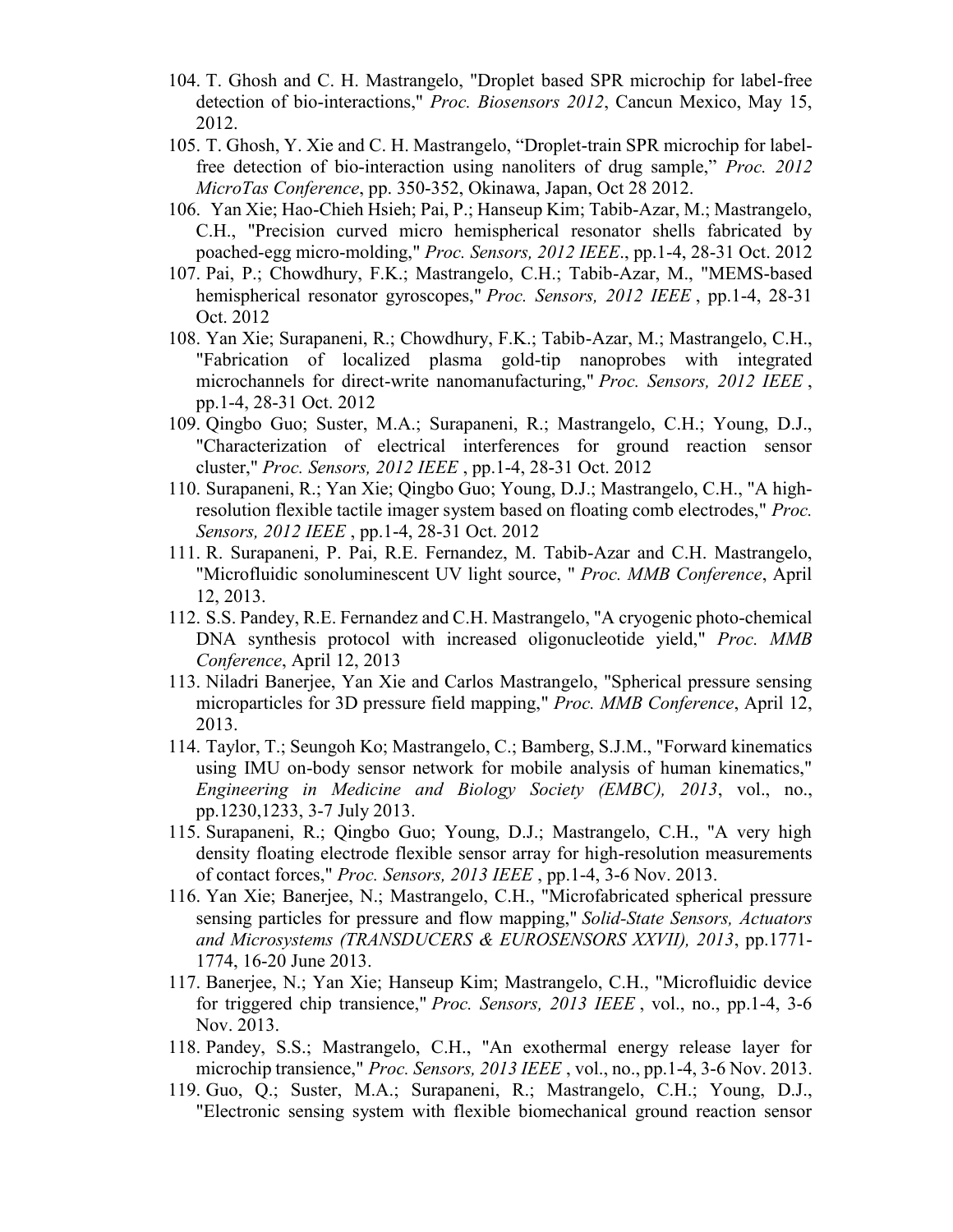104. T. Ghosh and C. H. Mastrangelo, "Droplet based SPR microchip for label-free detection of bio-interactions," *Proc. Biosensors 2012*, Cancun Mexico, May 15, 2012.
105. T. Ghosh, Y. Xie and C. H. Mastrangelo, "Droplet-train SPR microchip for label-free detection of bio-interaction using nanoliters of drug sample," *Proc. 2012 MicroTas Conference*, pp. 350-352, Okinawa, Japan, Oct 28 2012.
106. Yan Xie; Hao-Chieh Hsieh; Pai, P.; Hanseup Kim; Tabib-Azar, M.; Mastrangelo, C.H., "Precision curved micro hemispherical resonator shells fabricated by poached-egg micro-molding," *Proc. Sensors, 2012 IEEE*., pp.1-4, 28-31 Oct. 2012
107. Pai, P.; Chowdhury, F.K.; Mastrangelo, C.H.; Tabib-Azar, M., "MEMS-based hemispherical resonator gyroscopes," *Proc. Sensors, 2012 IEEE* , pp.1-4, 28-31 Oct. 2012
108. Yan Xie; Surapaneni, R.; Chowdhury, F.K.; Tabib-Azar, M.; Mastrangelo, C.H., "Fabrication of localized plasma gold-tip nanoprobes with integrated microchannels for direct-write nanomanufacturing," *Proc. Sensors, 2012 IEEE* , pp.1-4, 28-31 Oct. 2012
109. Qingbo Guo; Suster, M.A.; Surapaneni, R.; Mastrangelo, C.H.; Young, D.J., "Characterization of electrical interferences for ground reaction sensor cluster," *Proc. Sensors, 2012 IEEE* , pp.1-4, 28-31 Oct. 2012
110. Surapaneni, R.; Yan Xie; Qingbo Guo; Young, D.J.; Mastrangelo, C.H., "A high-resolution flexible tactile imager system based on floating comb electrodes," *Proc. Sensors, 2012 IEEE* , pp.1-4, 28-31 Oct. 2012
111. R. Surapaneni, P. Pai, R.E. Fernandez, M. Tabib-Azar and C.H. Mastrangelo, "Microfluidic sonoluminescent UV light source, " *Proc. MMB Conference*, April 12, 2013.
112. S.S. Pandey, R.E. Fernandez and C.H. Mastrangelo, "A cryogenic photo-chemical DNA synthesis protocol with increased oligonucleotide yield," *Proc. MMB Conference*, April 12, 2013
113. Niladri Banerjee, Yan Xie and Carlos Mastrangelo, "Spherical pressure sensing microparticles for 3D pressure field mapping," *Proc. MMB Conference*, April 12, 2013.
114. Taylor, T.; Seungoh Ko; Mastrangelo, C.; Bamberg, S.J.M., "Forward kinematics using IMU on-body sensor network for mobile analysis of human kinematics," *Engineering in Medicine and Biology Society (EMBC), 2013*, vol., no., pp.1230,1233, 3-7 July 2013.
115. Surapaneni, R.; Qingbo Guo; Young, D.J.; Mastrangelo, C.H., "A very high density floating electrode flexible sensor array for high-resolution measurements of contact forces," *Proc. Sensors, 2013 IEEE* , pp.1-4, 3-6 Nov. 2013.
116. Yan Xie; Banerjee, N.; Mastrangelo, C.H., "Microfabricated spherical pressure sensing particles for pressure and flow mapping," *Solid-State Sensors, Actuators and Microsystems (TRANSDUCERS & EUROSENSORS XXVII), 2013*, pp.1771-1774, 16-20 June 2013.
117. Banerjee, N.; Yan Xie; Hanseup Kim; Mastrangelo, C.H., "Microfluidic device for triggered chip transience," *Proc. Sensors, 2013 IEEE* , vol., no., pp.1-4, 3-6 Nov. 2013.
118. Pandey, S.S.; Mastrangelo, C.H., "An exothermal energy release layer for microchip transience," *Proc. Sensors, 2013 IEEE* , vol., no., pp.1-4, 3-6 Nov. 2013.
119. Guo, Q.; Suster, M.A.; Surapaneni, R.; Mastrangelo, C.H.; Young, D.J., "Electronic sensing system with flexible biomechanical ground reaction sensor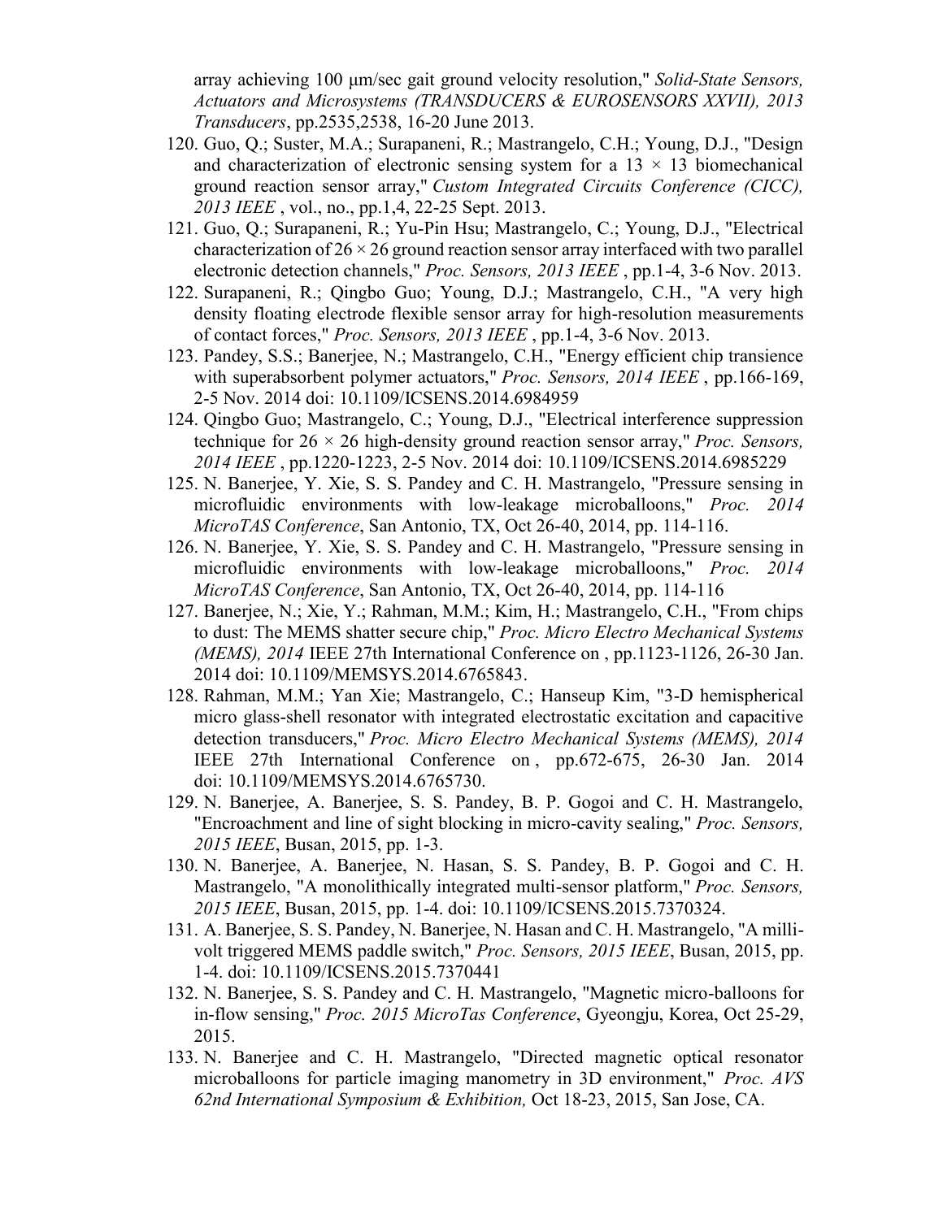array achieving 100 μm/sec gait ground velocity resolution," *Solid-State Sensors, Actuators and Microsystems (TRANSDUCERS & EUROSENSORS XXVII), 2013 Transducers*, pp.2535,2538, 16-20 June 2013.

120. Guo, Q.; Suster, M.A.; Surapaneni, R.; Mastrangelo, C.H.; Young, D.J., "Design and characterization of electronic sensing system for a 13 × 13 biomechanical ground reaction sensor array," *Custom Integrated Circuits Conference (CICC), 2013 IEEE* , vol., no., pp.1,4, 22-25 Sept. 2013.
121. Guo, Q.; Surapaneni, R.; Yu-Pin Hsu; Mastrangelo, C.; Young, D.J., "Electrical characterization of 26 × 26 ground reaction sensor array interfaced with two parallel electronic detection channels," *Proc. Sensors, 2013 IEEE* , pp.1-4, 3-6 Nov. 2013.
122. Surapaneni, R.; Qingbo Guo; Young, D.J.; Mastrangelo, C.H., "A very high density floating electrode flexible sensor array for high-resolution measurements of contact forces," *Proc. Sensors, 2013 IEEE* , pp.1-4, 3-6 Nov. 2013.
123. Pandey, S.S.; Banerjee, N.; Mastrangelo, C.H., "Energy efficient chip transience with superabsorbent polymer actuators," *Proc. Sensors, 2014 IEEE* , pp.166-169, 2-5 Nov. 2014 doi: 10.1109/ICSENS.2014.6984959
124. Qingbo Guo; Mastrangelo, C.; Young, D.J., "Electrical interference suppression technique for 26 × 26 high-density ground reaction sensor array," *Proc. Sensors, 2014 IEEE* , pp.1220-1223, 2-5 Nov. 2014 doi: 10.1109/ICSENS.2014.6985229
125. N. Banerjee, Y. Xie, S. S. Pandey and C. H. Mastrangelo, "Pressure sensing in microfluidic environments with low-leakage microballoons," *Proc. 2014 MicroTAS Conference*, San Antonio, TX, Oct 26-40, 2014, pp. 114-116.
126. N. Banerjee, Y. Xie, S. S. Pandey and C. H. Mastrangelo, "Pressure sensing in microfluidic environments with low-leakage microballoons," *Proc. 2014 MicroTAS Conference*, San Antonio, TX, Oct 26-40, 2014, pp. 114-116
127. Banerjee, N.; Xie, Y.; Rahman, M.M.; Kim, H.; Mastrangelo, C.H., "From chips to dust: The MEMS shatter secure chip," *Proc. Micro Electro Mechanical Systems (MEMS), 2014* IEEE 27th International Conference on , pp.1123-1126, 26-30 Jan. 2014 doi: 10.1109/MEMSYS.2014.6765843.
128. Rahman, M.M.; Yan Xie; Mastrangelo, C.; Hanseup Kim, "3-D hemispherical micro glass-shell resonator with integrated electrostatic excitation and capacitive detection transducers," *Proc. Micro Electro Mechanical Systems (MEMS), 2014* IEEE 27th International Conference on , pp.672-675, 26-30 Jan. 2014 doi: 10.1109/MEMSYS.2014.6765730.
129. N. Banerjee, A. Banerjee, S. S. Pandey, B. P. Gogoi and C. H. Mastrangelo, "Encroachment and line of sight blocking in micro-cavity sealing," *Proc. Sensors, 2015 IEEE*, Busan, 2015, pp. 1-3.
130. N. Banerjee, A. Banerjee, N. Hasan, S. S. Pandey, B. P. Gogoi and C. H. Mastrangelo, "A monolithically integrated multi-sensor platform," *Proc. Sensors, 2015 IEEE*, Busan, 2015, pp. 1-4. doi: 10.1109/ICSENS.2015.7370324.
131. A. Banerjee, S. S. Pandey, N. Banerjee, N. Hasan and C. H. Mastrangelo, "A milli-volt triggered MEMS paddle switch," *Proc. Sensors, 2015 IEEE*, Busan, 2015, pp. 1-4. doi: 10.1109/ICSENS.2015.7370441
132. N. Banerjee, S. S. Pandey and C. H. Mastrangelo, "Magnetic micro-balloons for in-flow sensing," *Proc. 2015 MicroTas Conference*, Gyeongju, Korea, Oct 25-29, 2015.
133. N. Banerjee and C. H. Mastrangelo, "Directed magnetic optical resonator microballoons for particle imaging manometry in 3D environment," *Proc. AVS 62nd International Symposium & Exhibition,* Oct 18-23, 2015, San Jose, CA.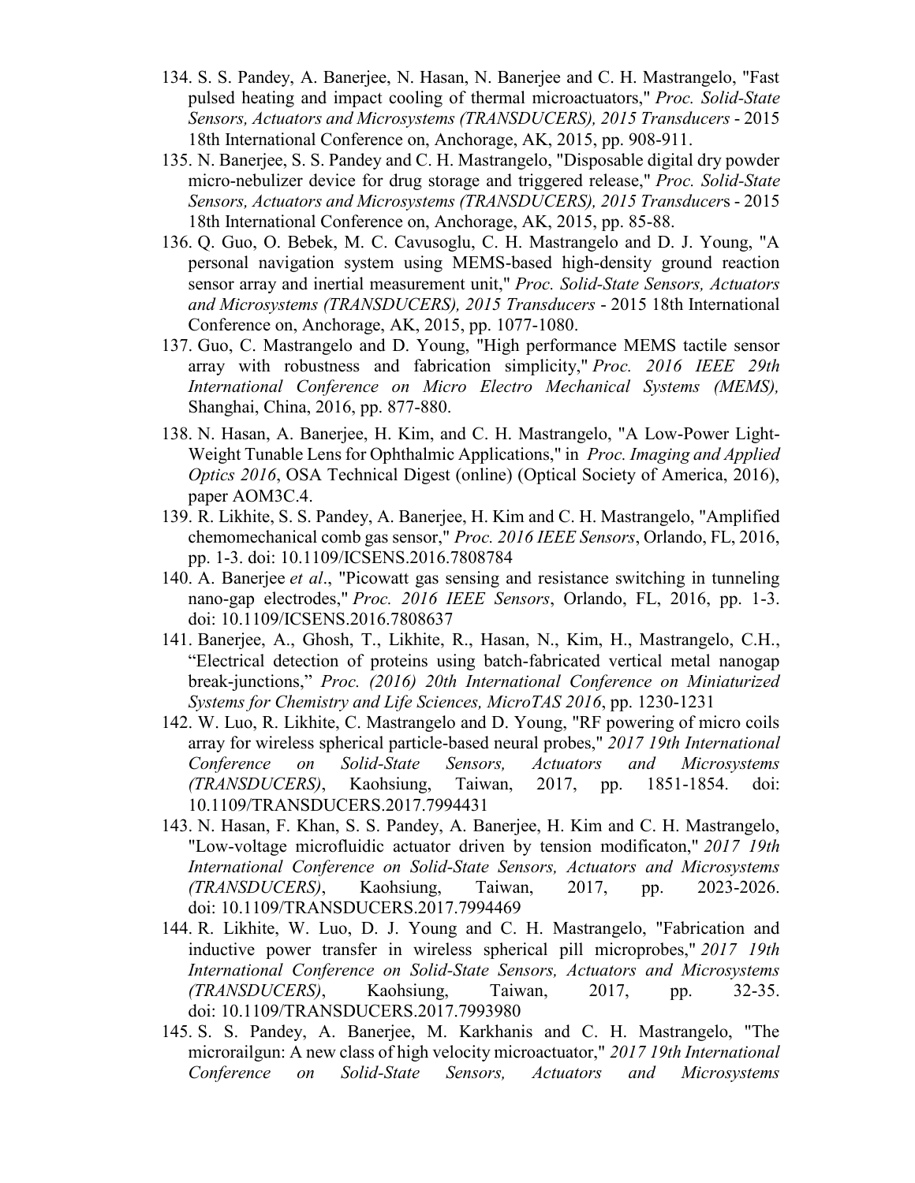134. S. S. Pandey, A. Banerjee, N. Hasan, N. Banerjee and C. H. Mastrangelo, "Fast pulsed heating and impact cooling of thermal microactuators," *Proc. Solid-State Sensors, Actuators and Microsystems (TRANSDUCERS), 2015 Transducers* - 2015 18th International Conference on, Anchorage, AK, 2015, pp. 908-911.
135. N. Banerjee, S. S. Pandey and C. H. Mastrangelo, "Disposable digital dry powder micro-nebulizer device for drug storage and triggered release," *Proc. Solid-State Sensors, Actuators and Microsystems (TRANSDUCERS), 2015 Transducer*s - 2015 18th International Conference on, Anchorage, AK, 2015, pp. 85-88.
136. Q. Guo, O. Bebek, M. C. Cavusoglu, C. H. Mastrangelo and D. J. Young, "A personal navigation system using MEMS-based high-density ground reaction sensor array and inertial measurement unit," *Proc. Solid-State Sensors, Actuators and Microsystems (TRANSDUCERS), 2015 Transducers* - 2015 18th International Conference on, Anchorage, AK, 2015, pp. 1077-1080.
137. Guo, C. Mastrangelo and D. Young, "High performance MEMS tactile sensor array with robustness and fabrication simplicity," *Proc. 2016 IEEE 29th International Conference on Micro Electro Mechanical Systems (MEMS),* Shanghai, China, 2016, pp. 877-880.
138. N. Hasan, A. Banerjee, H. Kim, and C. H. Mastrangelo, "A Low-Power Light-Weight Tunable Lens for Ophthalmic Applications," in *Proc. Imaging and Applied Optics 2016*, OSA Technical Digest (online) (Optical Society of America, 2016), paper AOM3C.4.
139. R. Likhite, S. S. Pandey, A. Banerjee, H. Kim and C. H. Mastrangelo, "Amplified chemomechanical comb gas sensor," *Proc. 2016 IEEE Sensors*, Orlando, FL, 2016, pp. 1-3. doi: 10.1109/ICSENS.2016.7808784
140. A. Banerjee *et al*., "Picowatt gas sensing and resistance switching in tunneling nano-gap electrodes," *Proc. 2016 IEEE Sensors*, Orlando, FL, 2016, pp. 1-3. doi: 10.1109/ICSENS.2016.7808637
141. Banerjee, A., Ghosh, T., Likhite, R., Hasan, N., Kim, H., Mastrangelo, C.H., "Electrical detection of proteins using batch-fabricated vertical metal nanogap break-junctions," *Proc. (2016) 20th International Conference on Miniaturized Systems for Chemistry and Life Sciences, MicroTAS 2016*, pp. 1230-1231
142. W. Luo, R. Likhite, C. Mastrangelo and D. Young, "RF powering of micro coils array for wireless spherical particle-based neural probes," *2017 19th International Conference on Solid-State Sensors, Actuators and Microsystems (TRANSDUCERS)*, Kaohsiung, Taiwan, 2017, pp. 1851-1854. doi: 10.1109/TRANSDUCERS.2017.7994431
143. N. Hasan, F. Khan, S. S. Pandey, A. Banerjee, H. Kim and C. H. Mastrangelo, "Low-voltage microfluidic actuator driven by tension modificaton," *2017 19th International Conference on Solid-State Sensors, Actuators and Microsystems (TRANSDUCERS)*, Kaohsiung, Taiwan, 2017, pp. 2023-2026. doi: 10.1109/TRANSDUCERS.2017.7994469
144. R. Likhite, W. Luo, D. J. Young and C. H. Mastrangelo, "Fabrication and inductive power transfer in wireless spherical pill microprobes," *2017 19th International Conference on Solid-State Sensors, Actuators and Microsystems (TRANSDUCERS)*, Kaohsiung, Taiwan, 2017, pp. 32-35. doi: 10.1109/TRANSDUCERS.2017.7993980
145. S. S. Pandey, A. Banerjee, M. Karkhanis and C. H. Mastrangelo, "The microrailgun: A new class of high velocity microactuator," *2017 19th International Conference on Solid-State Sensors, Actuators and Microsystems*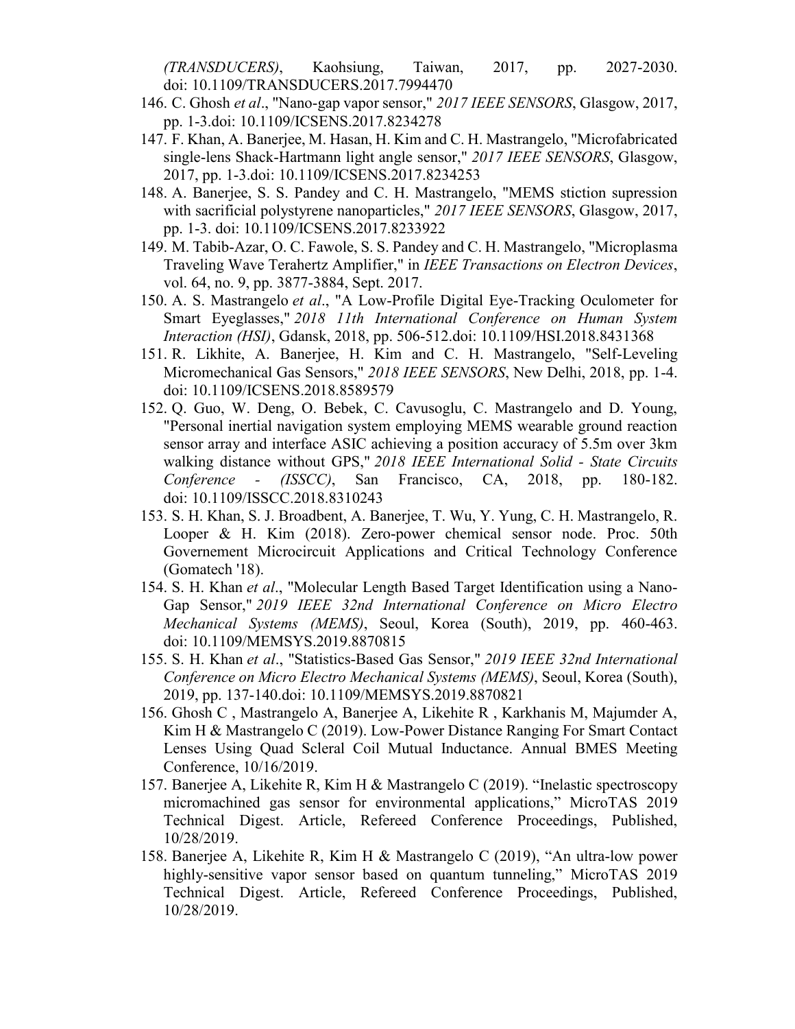*(TRANSDUCERS)*, Kaohsiung, Taiwan, 2017, pp. 2027-2030. doi: 10.1109/TRANSDUCERS.2017.7994470

146. C. Ghosh *et al*., "Nano-gap vapor sensor," *2017 IEEE SENSORS*, Glasgow, 2017, pp. 1-3.doi: 10.1109/ICSENS.2017.8234278
147. F. Khan, A. Banerjee, M. Hasan, H. Kim and C. H. Mastrangelo, "Microfabricated single-lens Shack-Hartmann light angle sensor," *2017 IEEE SENSORS*, Glasgow, 2017, pp. 1-3.doi: 10.1109/ICSENS.2017.8234253
148. A. Banerjee, S. S. Pandey and C. H. Mastrangelo, "MEMS stiction supression with sacrificial polystyrene nanoparticles," *2017 IEEE SENSORS*, Glasgow, 2017, pp. 1-3. doi: 10.1109/ICSENS.2017.8233922
149. M. Tabib-Azar, O. C. Fawole, S. S. Pandey and C. H. Mastrangelo, "Microplasma Traveling Wave Terahertz Amplifier," in *IEEE Transactions on Electron Devices*, vol. 64, no. 9, pp. 3877-3884, Sept. 2017.
150. A. S. Mastrangelo *et al*., "A Low-Profile Digital Eye-Tracking Oculometer for Smart Eyeglasses," *2018 11th International Conference on Human System Interaction (HSI)*, Gdansk, 2018, pp. 506-512.doi: 10.1109/HSI.2018.8431368
151. R. Likhite, A. Banerjee, H. Kim and C. H. Mastrangelo, "Self-Leveling Micromechanical Gas Sensors," *2018 IEEE SENSORS*, New Delhi, 2018, pp. 1-4. doi: 10.1109/ICSENS.2018.8589579
152. Q. Guo, W. Deng, O. Bebek, C. Cavusoglu, C. Mastrangelo and D. Young, "Personal inertial navigation system employing MEMS wearable ground reaction sensor array and interface ASIC achieving a position accuracy of 5.5m over 3km walking distance without GPS," *2018 IEEE International Solid - State Circuits Conference - (ISSCC)*, San Francisco, CA, 2018, pp. 180-182. doi: 10.1109/ISSCC.2018.8310243
153. S. H. Khan, S. J. Broadbent, A. Banerjee, T. Wu, Y. Yung, C. H. Mastrangelo, R. Looper & H. Kim (2018). Zero-power chemical sensor node. Proc. 50th Governement Microcircuit Applications and Critical Technology Conference (Gomatech '18).
154. S. H. Khan *et al*., "Molecular Length Based Target Identification using a Nano-Gap Sensor," *2019 IEEE 32nd International Conference on Micro Electro Mechanical Systems (MEMS)*, Seoul, Korea (South), 2019, pp. 460-463. doi: 10.1109/MEMSYS.2019.8870815
155. S. H. Khan *et al*., "Statistics-Based Gas Sensor," *2019 IEEE 32nd International Conference on Micro Electro Mechanical Systems (MEMS)*, Seoul, Korea (South), 2019, pp. 137-140.doi: 10.1109/MEMSYS.2019.8870821
156. Ghosh C , Mastrangelo A, Banerjee A, Likehite R , Karkhanis M, Majumder A, Kim H & Mastrangelo C (2019). Low-Power Distance Ranging For Smart Contact Lenses Using Quad Scleral Coil Mutual Inductance. Annual BMES Meeting Conference, 10/16/2019.
157. Banerjee A, Likehite R, Kim H & Mastrangelo C (2019). "Inelastic spectroscopy micromachined gas sensor for environmental applications," MicroTAS 2019 Technical Digest. Article, Refereed Conference Proceedings, Published, 10/28/2019.
158. Banerjee A, Likehite R, Kim H & Mastrangelo C (2019), "An ultra-low power highly-sensitive vapor sensor based on quantum tunneling," MicroTAS 2019 Technical Digest. Article, Refereed Conference Proceedings, Published, 10/28/2019.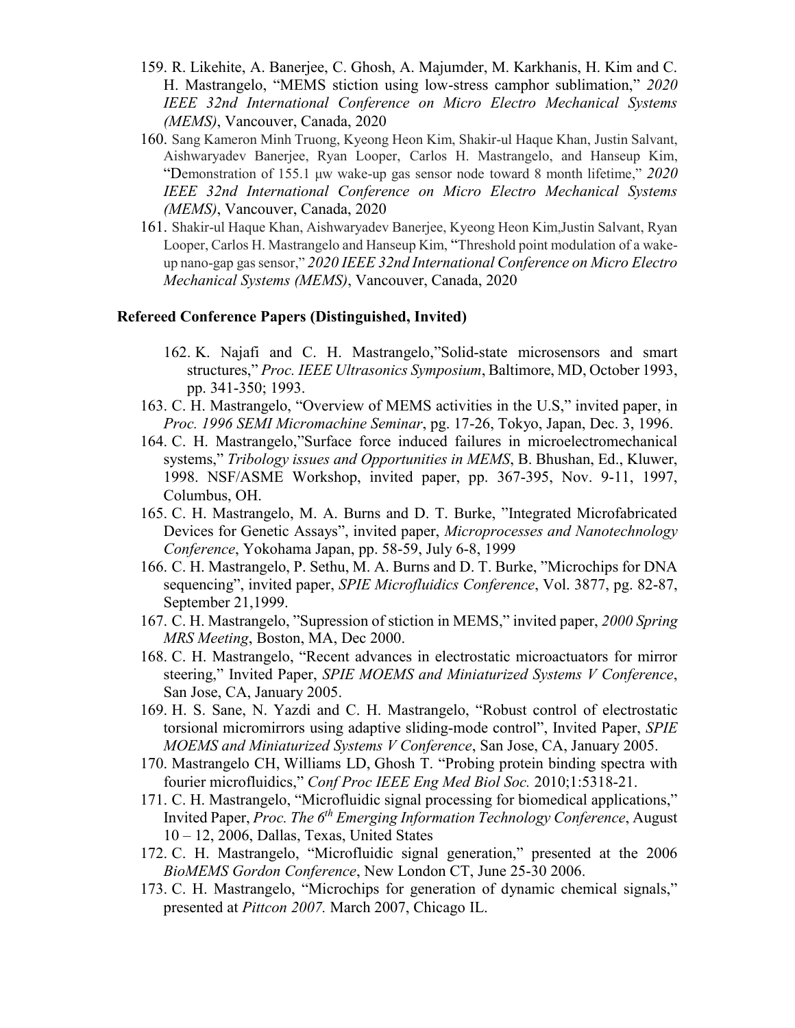159. R. Likehite, A. Banerjee, C. Ghosh, A. Majumder, M. Karkhanis, H. Kim and C. H. Mastrangelo, "MEMS stiction using low-stress camphor sublimation," *2020 IEEE 32nd International Conference on Micro Electro Mechanical Systems (MEMS)*, Vancouver, Canada, 2020
160. Sang Kameron Minh Truong, Kyeong Heon Kim, Shakir-ul Haque Khan, Justin Salvant, Aishwaryadev Banerjee, Ryan Looper, Carlos H. Mastrangelo, and Hanseup Kim, "Demonstration of 155.1 μw wake-up gas sensor node toward 8 month lifetime," *2020 IEEE 32nd International Conference on Micro Electro Mechanical Systems (MEMS)*, Vancouver, Canada, 2020
161. Shakir-ul Haque Khan, Aishwaryadev Banerjee, Kyeong Heon Kim,Justin Salvant, Ryan Looper, Carlos H. Mastrangelo and Hanseup Kim, "Threshold point modulation of a wake-up nano-gap gas sensor," *2020 IEEE 32nd International Conference on Micro Electro Mechanical Systems (MEMS)*, Vancouver, Canada, 2020

### Refereed Conference Papers (Distinguished, Invited)

162. K. Najafi and C. H. Mastrangelo,"Solid-state microsensors and smart structures," *Proc. IEEE Ultrasonics Symposium*, Baltimore, MD, October 1993, pp. 341-350; 1993.
163. C. H. Mastrangelo, "Overview of MEMS activities in the U.S," invited paper, in *Proc. 1996 SEMI Micromachine Seminar*, pg. 17-26, Tokyo, Japan, Dec. 3, 1996.
164. C. H. Mastrangelo,"Surface force induced failures in microelectromechanical systems," *Tribology issues and Opportunities in MEMS*, B. Bhushan, Ed., Kluwer, 1998. NSF/ASME Workshop, invited paper, pp. 367-395, Nov. 9-11, 1997, Columbus, OH.
165. C. H. Mastrangelo, M. A. Burns and D. T. Burke, "Integrated Microfabricated Devices for Genetic Assays", invited paper, *Microprocesses and Nanotechnology Conference*, Yokohama Japan, pp. 58-59, July 6-8, 1999
166. C. H. Mastrangelo, P. Sethu, M. A. Burns and D. T. Burke, "Microchips for DNA sequencing", invited paper, *SPIE Microfluidics Conference*, Vol. 3877, pg. 82-87, September 21,1999.
167. C. H. Mastrangelo, "Supression of stiction in MEMS," invited paper, *2000 Spring MRS Meeting*, Boston, MA, Dec 2000.
168. C. H. Mastrangelo, "Recent advances in electrostatic microactuators for mirror steering," Invited Paper, *SPIE MOEMS and Miniaturized Systems V Conference*, San Jose, CA, January 2005.
169. H. S. Sane, N. Yazdi and C. H. Mastrangelo, "Robust control of electrostatic torsional micromirrors using adaptive sliding-mode control", Invited Paper, *SPIE MOEMS and Miniaturized Systems V Conference*, San Jose, CA, January 2005.
170. Mastrangelo CH, Williams LD, Ghosh T. "Probing protein binding spectra with fourier microfluidics," *Conf Proc IEEE Eng Med Biol Soc.* 2010;1:5318-21.
171. C. H. Mastrangelo, "Microfluidic signal processing for biomedical applications," Invited Paper, *Proc. The 6th Emerging Information Technology Conference*, August 10 – 12, 2006, Dallas, Texas, United States
172. C. H. Mastrangelo, "Microfluidic signal generation," presented at the 2006 *BioMEMS Gordon Conference*, New London CT, June 25-30 2006.
173. C. H. Mastrangelo, "Microchips for generation of dynamic chemical signals," presented at *Pittcon 2007.* March 2007, Chicago IL.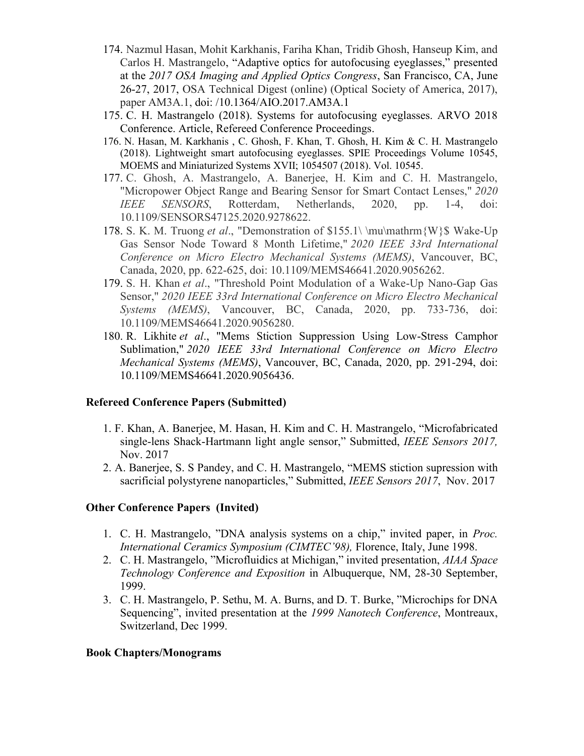174. Nazmul Hasan, Mohit Karkhanis, Fariha Khan, Tridib Ghosh, Hanseup Kim, and Carlos H. Mastrangelo, "Adaptive optics for autofocusing eyeglasses," presented at the *2017 OSA Imaging and Applied Optics Congress*, San Francisco, CA, June 26-27, 2017, OSA Technical Digest (online) (Optical Society of America, 2017), paper AM3A.1, doi: /10.1364/AIO.2017.AM3A.1
175. C. H. Mastrangelo (2018). Systems for autofocusing eyeglasses. ARVO 2018 Conference. Article, Refereed Conference Proceedings.
176. N. Hasan, M. Karkhanis , C. Ghosh, F. Khan, T. Ghosh, H. Kim & C. H. Mastrangelo (2018). Lightweight smart autofocusing eyeglasses. SPIE Proceedings Volume 10545, MOEMS and Miniaturized Systems XVII; 1054507 (2018). Vol. 10545.
177. C. Ghosh, A. Mastrangelo, A. Banerjee, H. Kim and C. H. Mastrangelo, "Micropower Object Range and Bearing Sensor for Smart Contact Lenses," *2020 IEEE SENSORS*, Rotterdam, Netherlands, 2020, pp. 1-4, doi: 10.1109/SENSORS47125.2020.9278622.
178. S. K. M. Truong *et al*., "Demonstration of $155.1\ \mu\mathrm{W}$ Wake-Up Gas Sensor Node Toward 8 Month Lifetime," *2020 IEEE 33rd International Conference on Micro Electro Mechanical Systems (MEMS)*, Vancouver, BC, Canada, 2020, pp. 622-625, doi: 10.1109/MEMS46641.2020.9056262.
179. S. H. Khan *et al*., "Threshold Point Modulation of a Wake-Up Nano-Gap Gas Sensor," *2020 IEEE 33rd International Conference on Micro Electro Mechanical Systems (MEMS)*, Vancouver, BC, Canada, 2020, pp. 733-736, doi: 10.1109/MEMS46641.2020.9056280.
180. R. Likhite *et al*., "Mems Stiction Suppression Using Low-Stress Camphor Sublimation," *2020 IEEE 33rd International Conference on Micro Electro Mechanical Systems (MEMS)*, Vancouver, BC, Canada, 2020, pp. 291-294, doi: 10.1109/MEMS46641.2020.9056436.

**Refereed Conference Papers (Submitted)**

1. F. Khan, A. Banerjee, M. Hasan, H. Kim and C. H. Mastrangelo, "Microfabricated single-lens Shack-Hartmann light angle sensor," Submitted, *IEEE Sensors 2017,* Nov. 2017
2. A. Banerjee, S. S Pandey, and C. H. Mastrangelo, "MEMS stiction supression with sacrificial polystyrene nanoparticles," Submitted, *IEEE Sensors 2017*, Nov. 2017

**Other Conference Papers (Invited)**

1. C. H. Mastrangelo, "DNA analysis systems on a chip," invited paper, in *Proc. International Ceramics Symposium (CIMTEC'98),* Florence, Italy, June 1998.
2. C. H. Mastrangelo, "Microfluidics at Michigan," invited presentation, *AIAA Space Technology Conference and Exposition* in Albuquerque, NM, 28-30 September, 1999.
3. C. H. Mastrangelo, P. Sethu, M. A. Burns, and D. T. Burke, "Microchips for DNA Sequencing", invited presentation at the *1999 Nanotech Conference*, Montreaux, Switzerland, Dec 1999.

**Book Chapters/Monograms**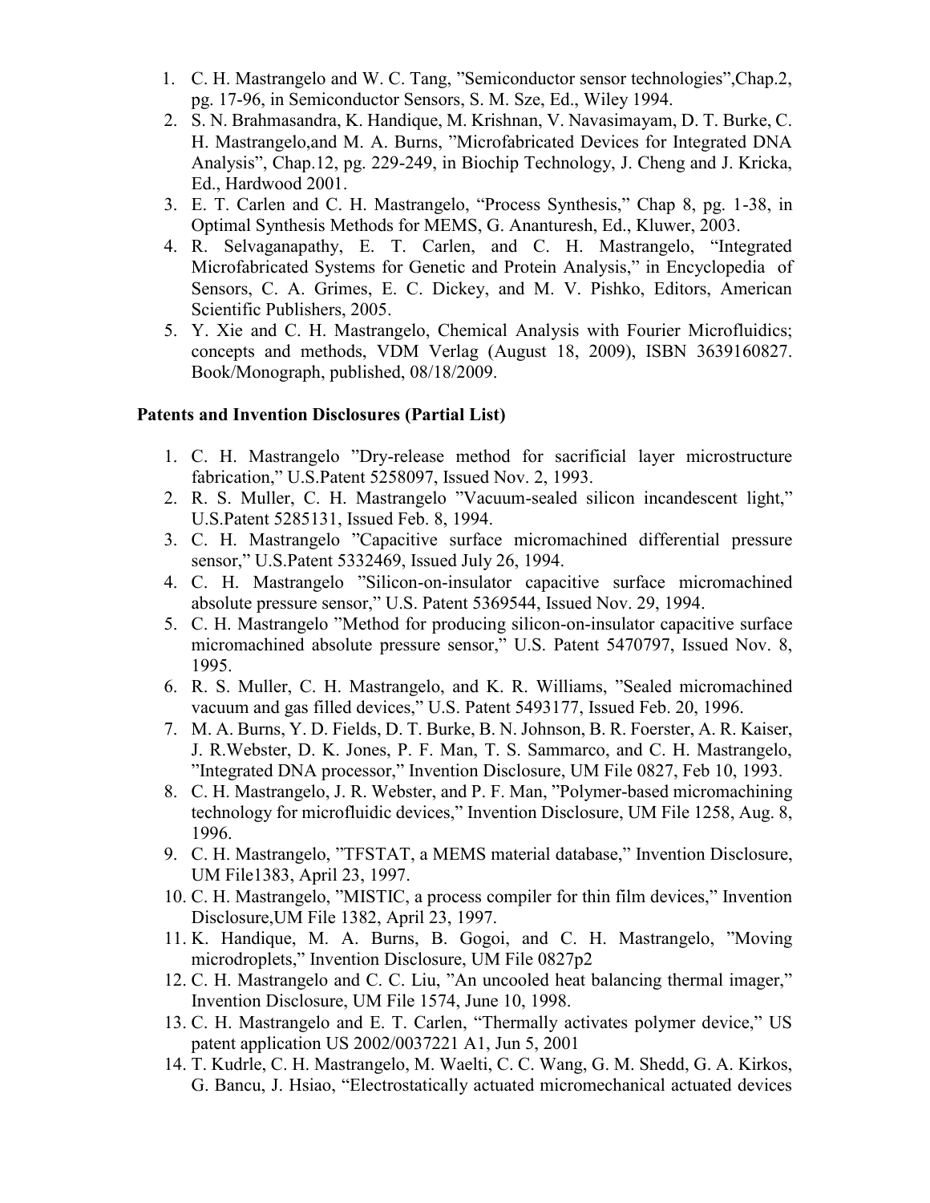1. C. H. Mastrangelo and W. C. Tang, ”Semiconductor sensor technologies”,Chap.2, pg. 17-96, in Semiconductor Sensors, S. M. Sze, Ed., Wiley 1994.
2. S. N. Brahmasandra, K. Handique, M. Krishnan, V. Navasimayam, D. T. Burke, C. H. Mastrangelo,and M. A. Burns, ”Microfabricated Devices for Integrated DNA Analysis”, Chap.12, pg. 229-249, in Biochip Technology, J. Cheng and J. Kricka, Ed., Hardwood 2001.
3. E. T. Carlen and C. H. Mastrangelo, “Process Synthesis,” Chap 8, pg. 1-38, in Optimal Synthesis Methods for MEMS, G. Ananturesh, Ed., Kluwer, 2003.
4. R. Selvaganapathy, E. T. Carlen, and C. H. Mastrangelo, “Integrated Microfabricated Systems for Genetic and Protein Analysis,” in Encyclopedia of Sensors, C. A. Grimes, E. C. Dickey, and M. V. Pishko, Editors, American Scientific Publishers, 2005.
5. Y. Xie and C. H. Mastrangelo, Chemical Analysis with Fourier Microfluidics; concepts and methods, VDM Verlag (August 18, 2009), ISBN 3639160827. Book/Monograph, published, 08/18/2009.

**Patents and Invention Disclosures (Partial List)**

1. C. H. Mastrangelo ”Dry-release method for sacrificial layer microstructure fabrication,” U.S.Patent 5258097, Issued Nov. 2, 1993.
2. R. S. Muller, C. H. Mastrangelo ”Vacuum-sealed silicon incandescent light,” U.S.Patent 5285131, Issued Feb. 8, 1994.
3. C. H. Mastrangelo ”Capacitive surface micromachined differential pressure sensor,” U.S.Patent 5332469, Issued July 26, 1994.
4. C. H. Mastrangelo ”Silicon-on-insulator capacitive surface micromachined absolute pressure sensor,” U.S. Patent 5369544, Issued Nov. 29, 1994.
5. C. H. Mastrangelo ”Method for producing silicon-on-insulator capacitive surface micromachined absolute pressure sensor,” U.S. Patent 5470797, Issued Nov. 8, 1995.
6. R. S. Muller, C. H. Mastrangelo, and K. R. Williams, ”Sealed micromachined vacuum and gas filled devices,” U.S. Patent 5493177, Issued Feb. 20, 1996.
7. M. A. Burns, Y. D. Fields, D. T. Burke, B. N. Johnson, B. R. Foerster, A. R. Kaiser, J. R.Webster, D. K. Jones, P. F. Man, T. S. Sammarco, and C. H. Mastrangelo, ”Integrated DNA processor,” Invention Disclosure, UM File 0827, Feb 10, 1993.
8. C. H. Mastrangelo, J. R. Webster, and P. F. Man, ”Polymer-based micromachining technology for microfluidic devices,” Invention Disclosure, UM File 1258, Aug. 8, 1996.
9. C. H. Mastrangelo, ”TFSTAT, a MEMS material database,” Invention Disclosure, UM File1383, April 23, 1997.
10. C. H. Mastrangelo, ”MISTIC, a process compiler for thin film devices,” Invention Disclosure,UM File 1382, April 23, 1997.
11. K. Handique, M. A. Burns, B. Gogoi, and C. H. Mastrangelo, ”Moving microdroplets,” Invention Disclosure, UM File 0827p2
12. C. H. Mastrangelo and C. C. Liu, ”An uncooled heat balancing thermal imager,” Invention Disclosure, UM File 1574, June 10, 1998.
13. C. H. Mastrangelo and E. T. Carlen, “Thermally activates polymer device,” US patent application US 2002/0037221 A1, Jun 5, 2001
14. T. Kudrle, C. H. Mastrangelo, M. Waelti, C. C. Wang, G. M. Shedd, G. A. Kirkos, G. Bancu, J. Hsiao, “Electrostatically actuated micromechanical actuated devices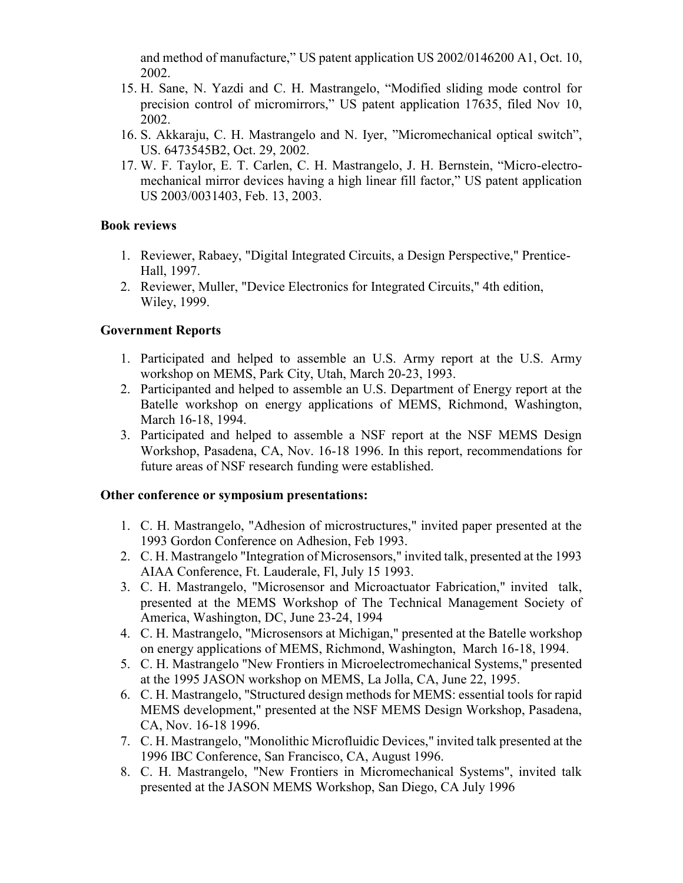and method of manufacture," US patent application US 2002/0146200 A1, Oct. 10, 2002.

15. H. Sane, N. Yazdi and C. H. Mastrangelo, "Modified sliding mode control for precision control of micromirrors," US patent application 17635, filed Nov 10, 2002.
16. S. Akkaraju, C. H. Mastrangelo and N. Iyer, "Micromechanical optical switch", US. 6473545B2, Oct. 29, 2002.
17. W. F. Taylor, E. T. Carlen, C. H. Mastrangelo, J. H. Bernstein, "Micro-electro-mechanical mirror devices having a high linear fill factor," US patent application US 2003/0031403, Feb. 13, 2003.

**Book reviews**

1. Reviewer, Rabaey, "Digital Integrated Circuits, a Design Perspective," Prentice-Hall, 1997.
2. Reviewer, Muller, "Device Electronics for Integrated Circuits," 4th edition, Wiley, 1999.

**Government Reports**

1. Participated and helped to assemble an U.S. Army report at the U.S. Army workshop on MEMS, Park City, Utah, March 20-23, 1993.
2. Participanted and helped to assemble an U.S. Department of Energy report at the Batelle workshop on energy applications of MEMS, Richmond, Washington, March 16-18, 1994.
3. Participated and helped to assemble a NSF report at the NSF MEMS Design Workshop, Pasadena, CA, Nov. 16-18 1996. In this report, recommendations for future areas of NSF research funding were established.

**Other conference or symposium presentations:**

1. C. H. Mastrangelo, "Adhesion of microstructures," invited paper presented at the 1993 Gordon Conference on Adhesion, Feb 1993.
2. C. H. Mastrangelo "Integration of Microsensors," invited talk, presented at the 1993 AIAA Conference, Ft. Lauderale, Fl, July 15 1993.
3. C. H. Mastrangelo, "Microsensor and Microactuator Fabrication," invited talk, presented at the MEMS Workshop of The Technical Management Society of America, Washington, DC, June 23-24, 1994
4. C. H. Mastrangelo, "Microsensors at Michigan," presented at the Batelle workshop on energy applications of MEMS, Richmond, Washington, March 16-18, 1994.
5. C. H. Mastrangelo "New Frontiers in Microelectromechanical Systems," presented at the 1995 JASON workshop on MEMS, La Jolla, CA, June 22, 1995.
6. C. H. Mastrangelo, "Structured design methods for MEMS: essential tools for rapid MEMS development," presented at the NSF MEMS Design Workshop, Pasadena, CA, Nov. 16-18 1996.
7. C. H. Mastrangelo, "Monolithic Microfluidic Devices," invited talk presented at the 1996 IBC Conference, San Francisco, CA, August 1996.
8. C. H. Mastrangelo, "New Frontiers in Micromechanical Systems", invited talk presented at the JASON MEMS Workshop, San Diego, CA July 1996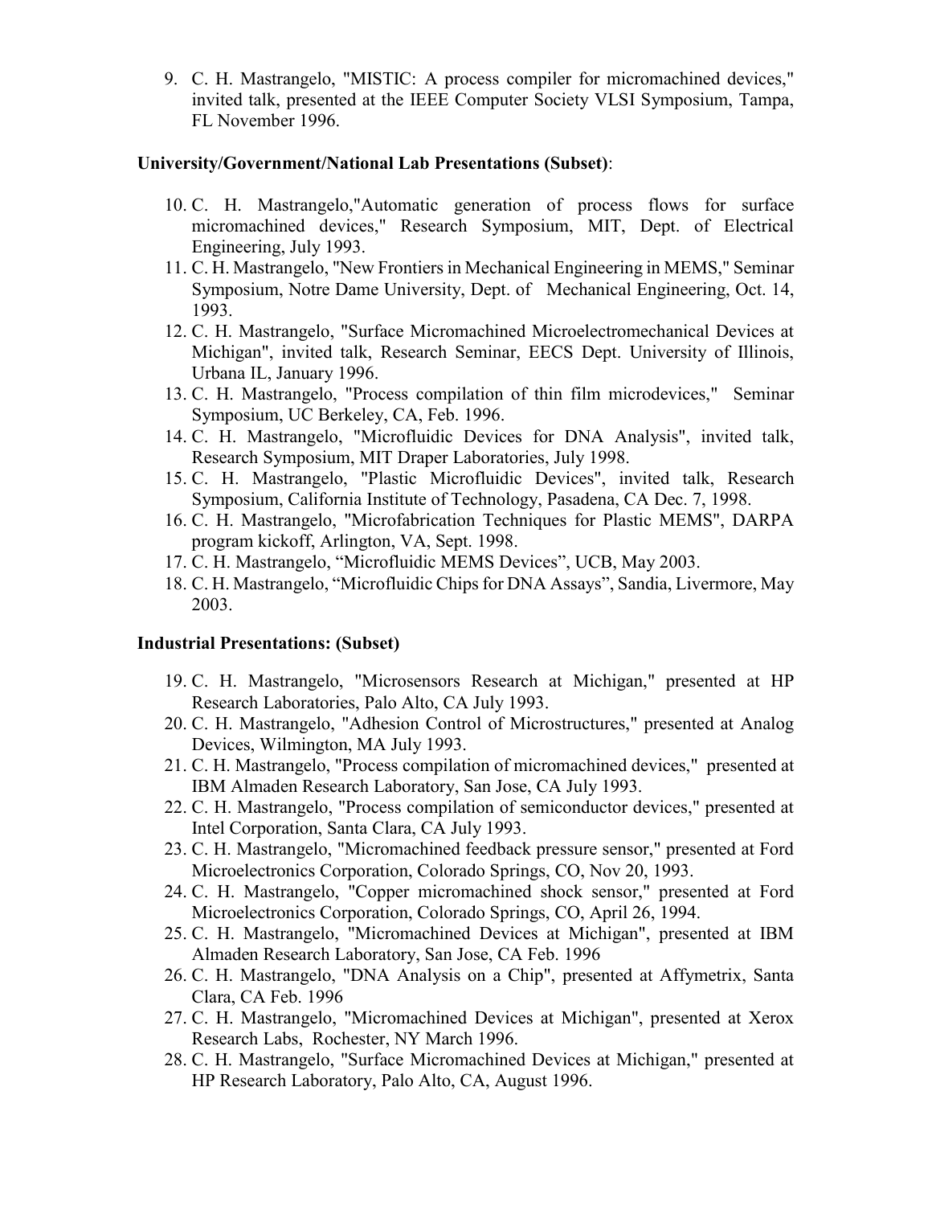9. C. H. Mastrangelo, "MISTIC: A process compiler for micromachined devices," invited talk, presented at the IEEE Computer Society VLSI Symposium, Tampa, FL November 1996.

**University/Government/National Lab Presentations (Subset)**:

10. C. H. Mastrangelo,"Automatic generation of process flows for surface micromachined devices," Research Symposium, MIT, Dept. of Electrical Engineering, July 1993.
11. C. H. Mastrangelo, "New Frontiers in Mechanical Engineering in MEMS," Seminar Symposium, Notre Dame University, Dept. of Mechanical Engineering, Oct. 14, 1993.
12. C. H. Mastrangelo, "Surface Micromachined Microelectromechanical Devices at Michigan", invited talk, Research Seminar, EECS Dept. University of Illinois, Urbana IL, January 1996.
13. C. H. Mastrangelo, "Process compilation of thin film microdevices," Seminar Symposium, UC Berkeley, CA, Feb. 1996.
14. C. H. Mastrangelo, "Microfluidic Devices for DNA Analysis", invited talk, Research Symposium, MIT Draper Laboratories, July 1998.
15. C. H. Mastrangelo, "Plastic Microfluidic Devices", invited talk, Research Symposium, California Institute of Technology, Pasadena, CA Dec. 7, 1998.
16. C. H. Mastrangelo, "Microfabrication Techniques for Plastic MEMS", DARPA program kickoff, Arlington, VA, Sept. 1998.
17. C. H. Mastrangelo, "Microfluidic MEMS Devices", UCB, May 2003.
18. C. H. Mastrangelo, "Microfluidic Chips for DNA Assays", Sandia, Livermore, May 2003.

**Industrial Presentations: (Subset)**

19. C. H. Mastrangelo, "Microsensors Research at Michigan," presented at HP Research Laboratories, Palo Alto, CA July 1993.
20. C. H. Mastrangelo, "Adhesion Control of Microstructures," presented at Analog Devices, Wilmington, MA July 1993.
21. C. H. Mastrangelo, "Process compilation of micromachined devices," presented at IBM Almaden Research Laboratory, San Jose, CA July 1993.
22. C. H. Mastrangelo, "Process compilation of semiconductor devices," presented at Intel Corporation, Santa Clara, CA July 1993.
23. C. H. Mastrangelo, "Micromachined feedback pressure sensor," presented at Ford Microelectronics Corporation, Colorado Springs, CO, Nov 20, 1993.
24. C. H. Mastrangelo, "Copper micromachined shock sensor," presented at Ford Microelectronics Corporation, Colorado Springs, CO, April 26, 1994.
25. C. H. Mastrangelo, "Micromachined Devices at Michigan", presented at IBM Almaden Research Laboratory, San Jose, CA Feb. 1996
26. C. H. Mastrangelo, "DNA Analysis on a Chip", presented at Affymetrix, Santa Clara, CA Feb. 1996
27. C. H. Mastrangelo, "Micromachined Devices at Michigan", presented at Xerox Research Labs, Rochester, NY March 1996.
28. C. H. Mastrangelo, "Surface Micromachined Devices at Michigan," presented at HP Research Laboratory, Palo Alto, CA, August 1996.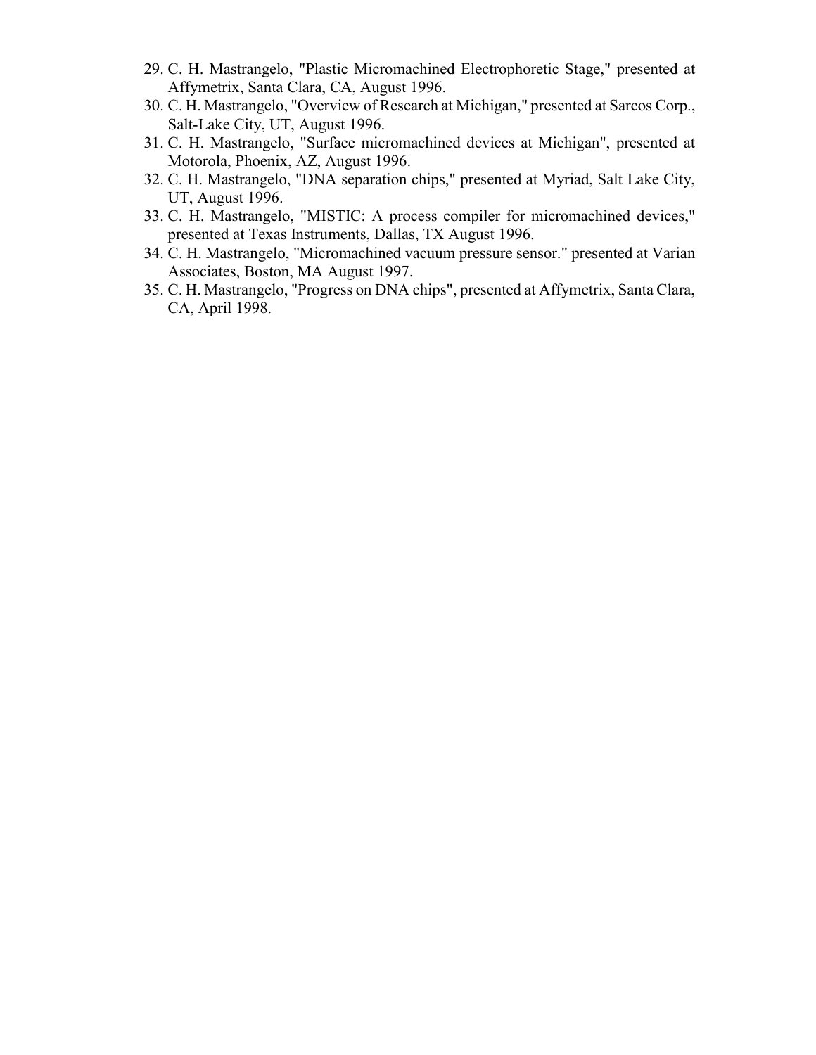29. C. H. Mastrangelo, "Plastic Micromachined Electrophoretic Stage," presented at Affymetrix, Santa Clara, CA, August 1996.
30. C. H. Mastrangelo, "Overview of Research at Michigan," presented at Sarcos Corp., Salt-Lake City, UT, August 1996.
31. C. H. Mastrangelo, "Surface micromachined devices at Michigan", presented at Motorola, Phoenix, AZ, August 1996.
32. C. H. Mastrangelo, "DNA separation chips," presented at Myriad, Salt Lake City, UT, August 1996.
33. C. H. Mastrangelo, "MISTIC: A process compiler for micromachined devices," presented at Texas Instruments, Dallas, TX August 1996.
34. C. H. Mastrangelo, "Micromachined vacuum pressure sensor." presented at Varian Associates, Boston, MA August 1997.
35. C. H. Mastrangelo, "Progress on DNA chips", presented at Affymetrix, Santa Clara, CA, April 1998.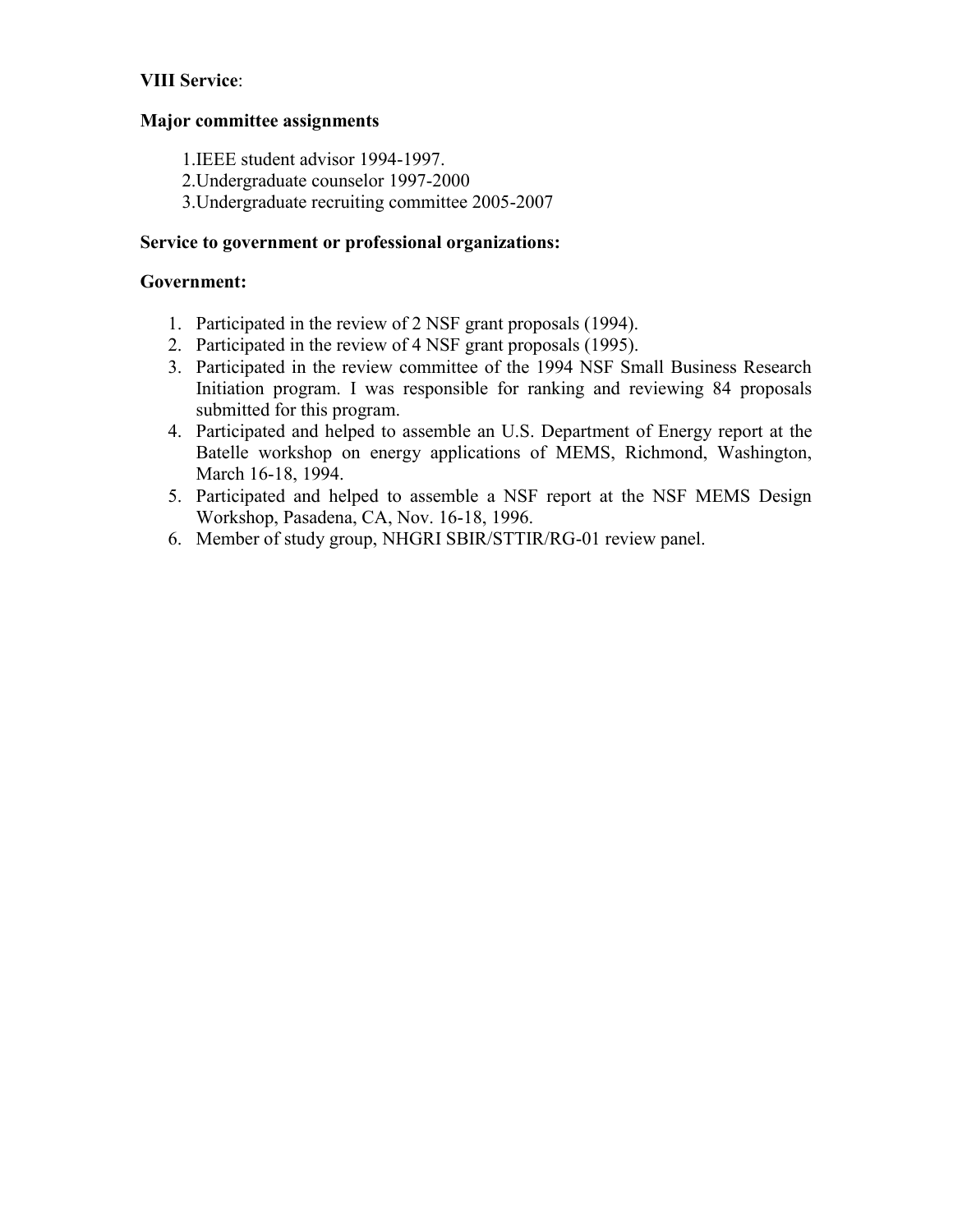**VIII Service**:

**Major committee assignments**

1. IEEE student advisor 1994-1997.
2. Undergraduate counselor 1997-2000
3. Undergraduate recruiting committee 2005-2007

**Service to government or professional organizations:**

**Government:**

1. Participated in the review of 2 NSF grant proposals (1994).
2. Participated in the review of 4 NSF grant proposals (1995).
3. Participated in the review committee of the 1994 NSF Small Business Research Initiation program. I was responsible for ranking and reviewing 84 proposals submitted for this program.
4. Participated and helped to assemble an U.S. Department of Energy report at the Batelle workshop on energy applications of MEMS, Richmond, Washington, March 16-18, 1994.
5. Participated and helped to assemble a NSF report at the NSF MEMS Design Workshop, Pasadena, CA, Nov. 16-18, 1996.
6. Member of study group, NHGRI SBIR/STTIR/RG-01 review panel.